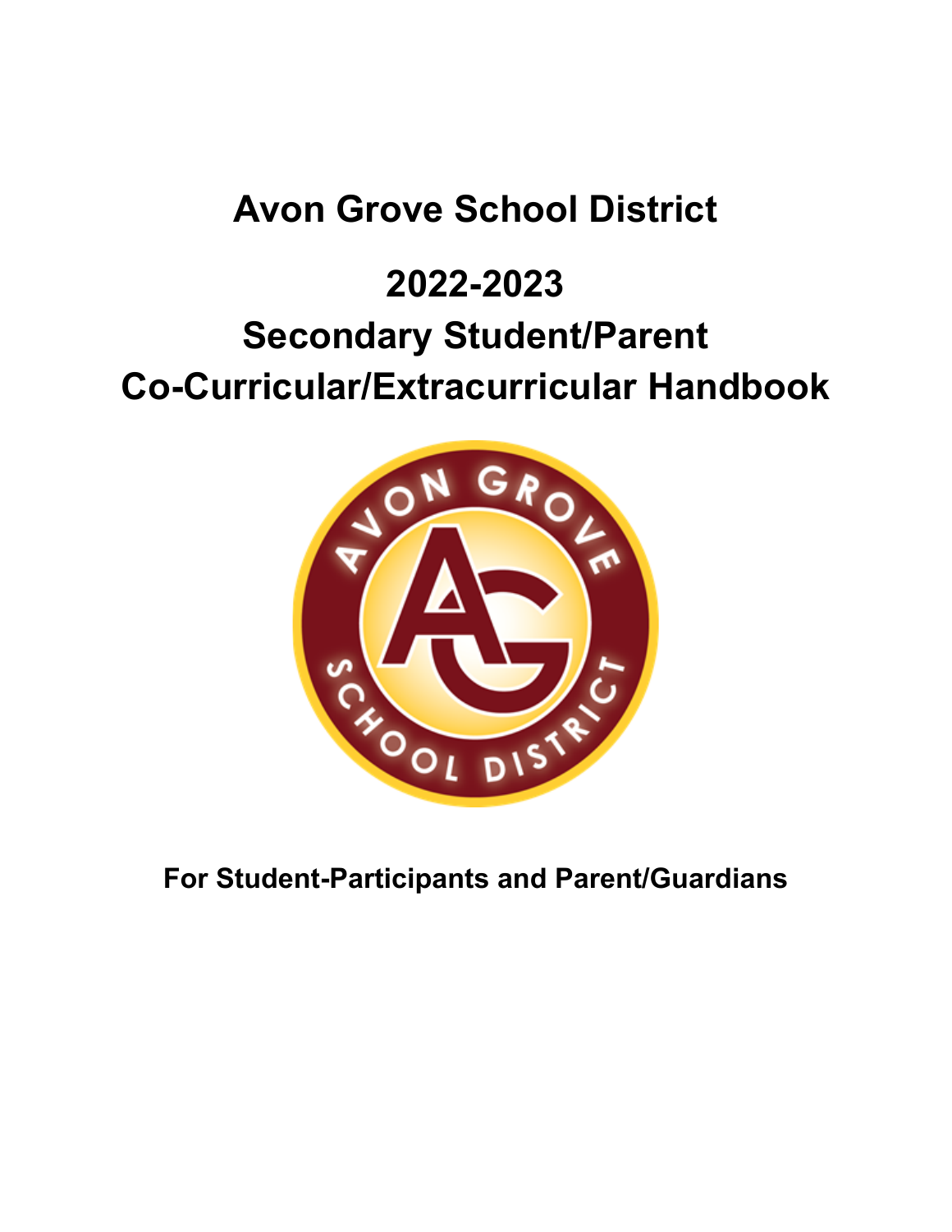# Avon Grove School District

# 2022-2023

# Secondary Student/Parent Co-Curricular/Extracurricular Handbook

**For Student-Participants and Parent/Guardians**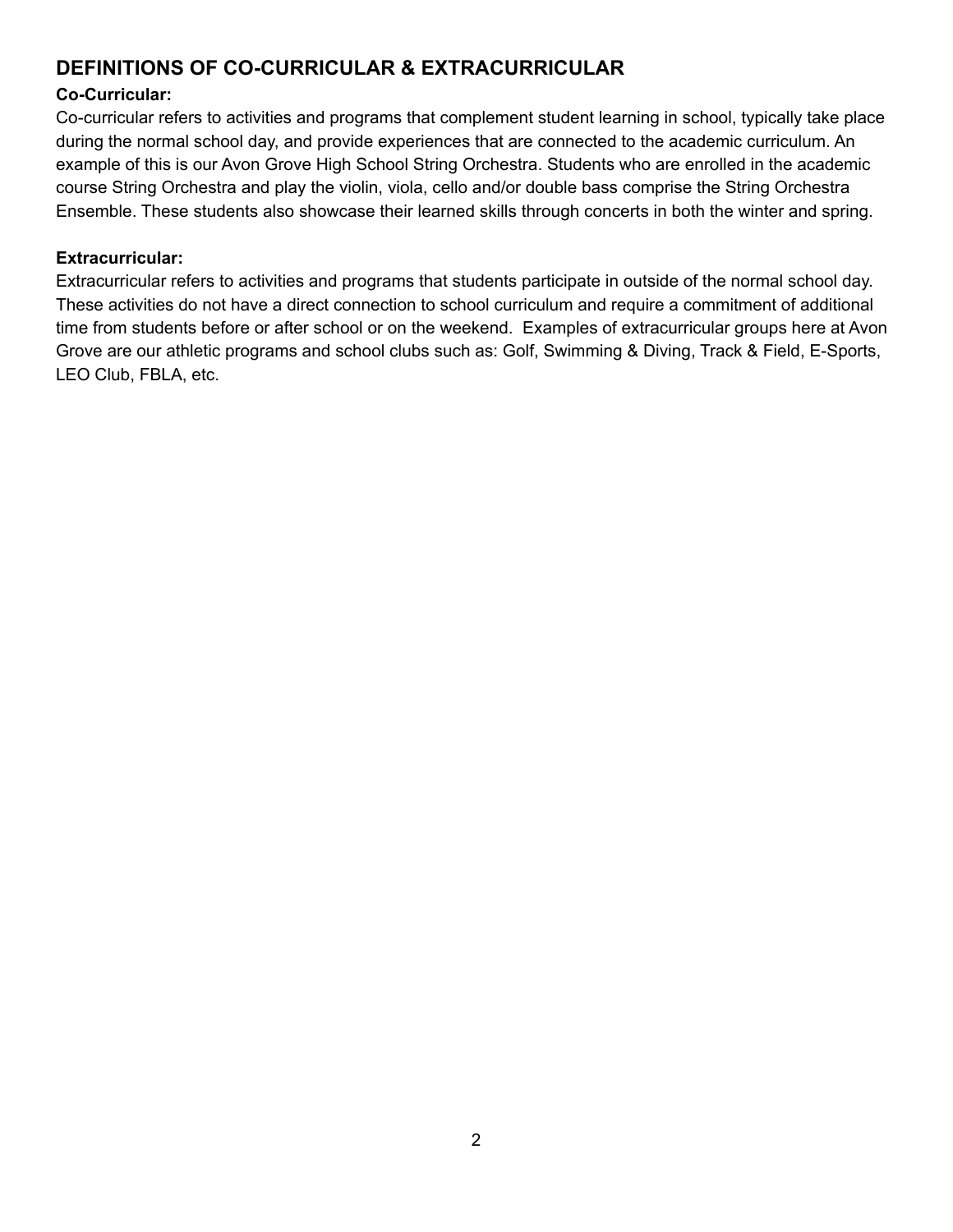## DEFINITIONS OF CO-CURRICULAR & EXTRACURRICULAR

**Co-Curricular:**

Co-curricular refers to activities and programs that complement student learning in school, typically take place during the normal school day, and provide experiences that are connected to the academic curriculum. An example of this is our Avon Grove High School String Orchestra. Students who are enrolled in the academic course String Orchestra and play the violin, viola, cello and/or double bass comprise the String Orchestra Ensemble. These students also showcase their learned skills through concerts in both the winter and spring.

**Extracurricular:**

Extracurricular refers to activities and programs that students participate in outside of the normal school day. These activities do not have a direct connection to school curriculum and require a commitment of additional time from students before or after school or on the weekend. Examples of extracurricular groups here at Avon Grove are our athletic programs and school clubs such as: Golf, Swimming & Diving, Track & Field, E-Sports, LEO Club, FBLA, etc.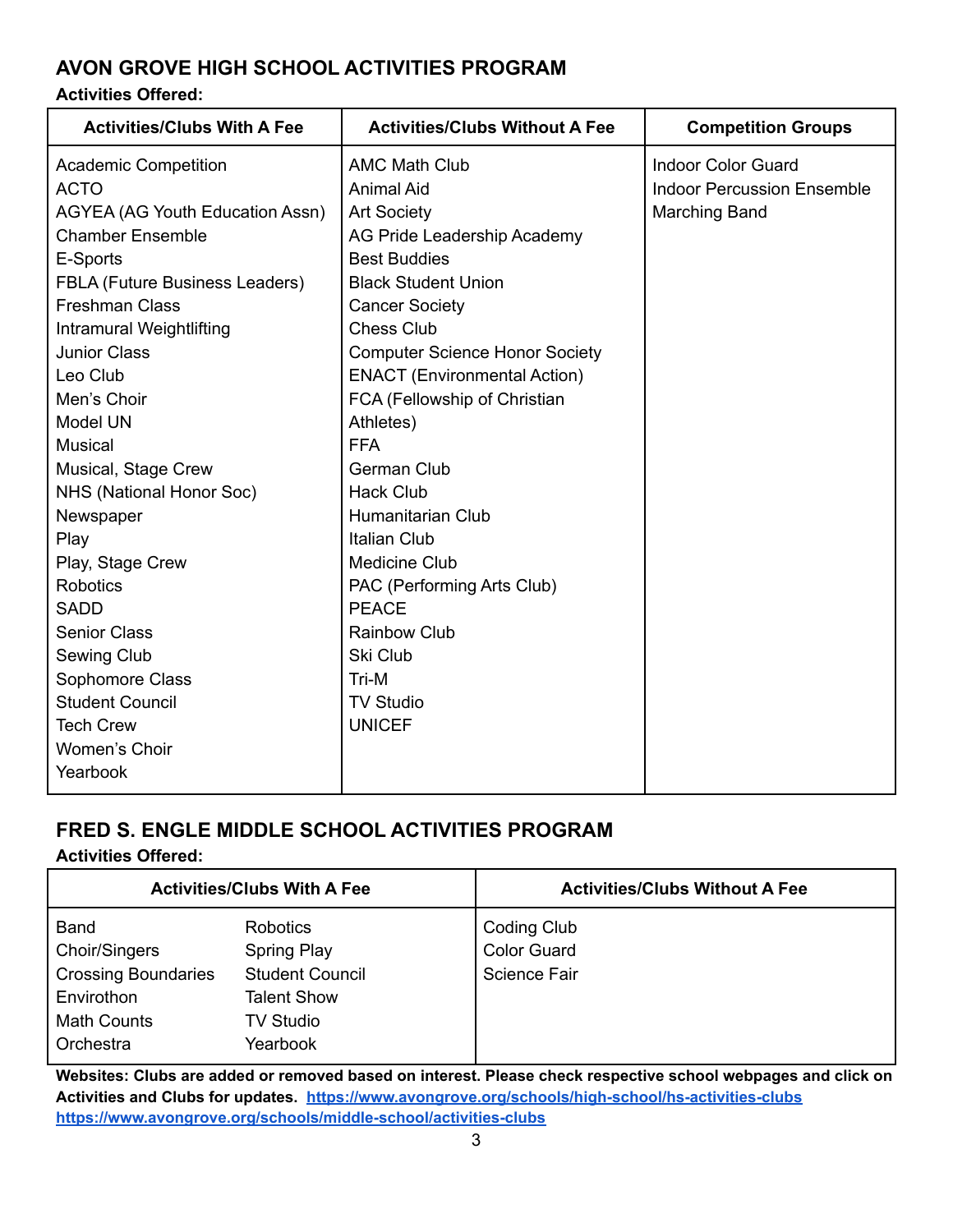## AVON GROVE HIGH SCHOOL ACTIVITIES PROGRAM

**Activities Offered:**

| Activities/Clubs With A Fee | Activities/Clubs Without A Fee | Competition Groups |
|---|---|---|
| Academic Competition | AMC Math Club | Indoor Color Guard |
| ACTO | Animal Aid | Indoor Percussion Ensemble |
| AGYEA (AG Youth Education Assn) | Art Society | Marching Band |
| Chamber Ensemble | AG Pride Leadership Academy | |
| E-Sports | Best Buddies | |
| FBLA (Future Business Leaders) | Black Student Union | |
| Freshman Class | Cancer Society | |
| Intramural Weightlifting | Chess Club | |
| Junior Class | Computer Science Honor Society | |
| Leo Club | ENACT (Environmental Action) | |
| Men's Choir | FCA (Fellowship of Christian Athletes) | |
| Model UN | FFA | |
| Musical | German Club | |
| Musical, Stage Crew | Hack Club | |
| NHS (National Honor Soc) | Humanitarian Club | |
| Newspaper | Italian Club | |
| Play | Medicine Club | |
| Play, Stage Crew | PAC (Performing Arts Club) | |
| Robotics | PEACE | |
| SADD | Rainbow Club | |
| Senior Class | Ski Club | |
| Sewing Club | Tri-M | |
| Sophomore Class | TV Studio | |
| Student Council | UNICEF | |
| Tech Crew | | |
| Women's Choir | | |
| Yearbook | | |

## FRED S. ENGLE MIDDLE SCHOOL ACTIVITIES PROGRAM

**Activities Offered:**

| Activities/Clubs With A Fee | | Activities/Clubs Without A Fee |
|---|---|---|
| Band | Robotics | Coding Club |
| Choir/Singers | Spring Play | Color Guard |
| Crossing Boundaries | Student Council | Science Fair |
| Envirothon | Talent Show | |
| Math Counts | TV Studio | |
| Orchestra | Yearbook | |

**Websites: Clubs are added or removed based on interest. Please check respective school webpages and click on Activities and Clubs for updates. https://www.avongrove.org/schools/high-school/hs-activities-clubs https://www.avongrove.org/schools/middle-school/activities-clubs**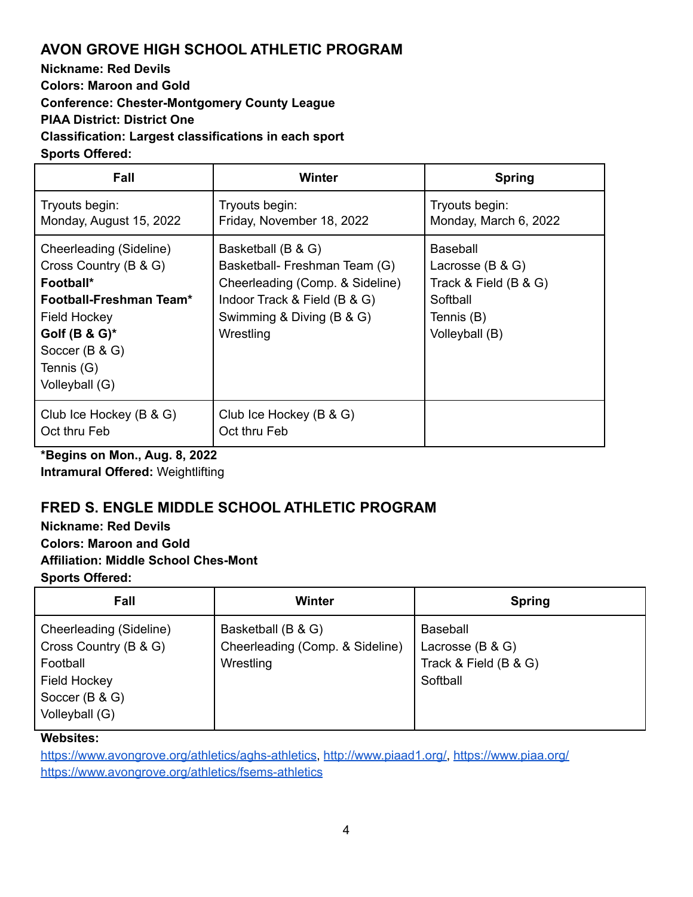## AVON GROVE HIGH SCHOOL ATHLETIC PROGRAM

**Nickname: Red Devils**
**Colors: Maroon and Gold**
**Conference: Chester-Montgomery County League**
**PIAA District: District One**
**Classification: Largest classifications in each sport**
**Sports Offered:**

| Fall | Winter | Spring |
|---|---|---|
| Tryouts begin:<br>Monday, August 15, 2022 | Tryouts begin:<br>Friday, November 18, 2022 | Tryouts begin:<br>Monday, March 6, 2022 |
| Cheerleading (Sideline)<br>Cross Country (B & G)<br>**Football***<br>**Football-Freshman Team***<br>Field Hockey<br>**Golf (B & G)***<br>Soccer (B & G)<br>Tennis (G)<br>Volleyball (G) | Basketball (B & G)<br>Basketball- Freshman Team (G)<br>Cheerleading (Comp. & Sideline)<br>Indoor Track & Field (B & G)<br>Swimming & Diving (B & G)<br>Wrestling | Baseball<br>Lacrosse (B & G)<br>Track & Field (B & G)<br>Softball<br>Tennis (B)<br>Volleyball (B) |
| Club Ice Hockey (B & G)<br>Oct thru Feb | Club Ice Hockey (B & G)<br>Oct thru Feb | |

***Begins on Mon., Aug. 8, 2022**
**Intramural Offered:** Weightlifting

## FRED S. ENGLE MIDDLE SCHOOL ATHLETIC PROGRAM

**Nickname: Red Devils**
**Colors: Maroon and Gold**
**Affiliation: Middle School Ches-Mont**
**Sports Offered:**

| Fall | Winter | Spring |
|---|---|---|
| Cheerleading (Sideline)<br>Cross Country (B & G)<br>Football<br>Field Hockey<br>Soccer (B & G)<br>Volleyball (G) | Basketball (B & G)<br>Cheerleading (Comp. & Sideline)<br>Wrestling | Baseball<br>Lacrosse (B & G)<br>Track & Field (B & G)<br>Softball |

**Websites:**
https://www.avongrove.org/athletics/aghs-athletics, http://www.piaad1.org/, https://www.piaa.org/
https://www.avongrove.org/athletics/fsems-athletics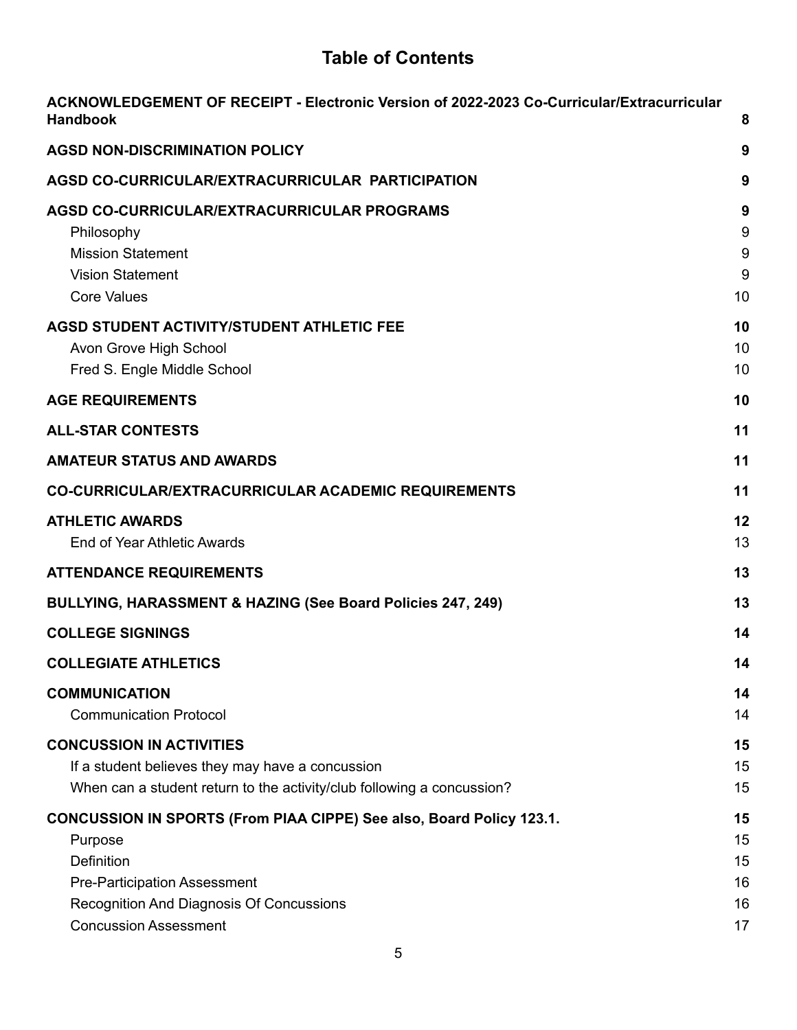# Table of Contents

| | |
|---|---|
| **ACKNOWLEDGEMENT OF RECEIPT - Electronic Version of 2022-2023 Co-Curricular/Extracurricular Handbook** | **8** |
| **AGSD NON-DISCRIMINATION POLICY** | **9** |
| **AGSD CO-CURRICULAR/EXTRACURRICULAR PARTICIPATION** | **9** |
| **AGSD CO-CURRICULAR/EXTRACURRICULAR PROGRAMS** | **9** |
| Philosophy | 9 |
| Mission Statement | 9 |
| Vision Statement | 9 |
| Core Values | 10 |
| **AGSD STUDENT ACTIVITY/STUDENT ATHLETIC FEE** | **10** |
| Avon Grove High School | 10 |
| Fred S. Engle Middle School | 10 |
| **AGE REQUIREMENTS** | **10** |
| **ALL-STAR CONTESTS** | **11** |
| **AMATEUR STATUS AND AWARDS** | **11** |
| **CO-CURRICULAR/EXTRACURRICULAR ACADEMIC REQUIREMENTS** | **11** |
| **ATHLETIC AWARDS** | **12** |
| End of Year Athletic Awards | 13 |
| **ATTENDANCE REQUIREMENTS** | **13** |
| **BULLYING, HARASSMENT & HAZING (See Board Policies 247, 249)** | **13** |
| **COLLEGE SIGNINGS** | **14** |
| **COLLEGIATE ATHLETICS** | **14** |
| **COMMUNICATION** | **14** |
| Communication Protocol | 14 |
| **CONCUSSION IN ACTIVITIES** | **15** |
| If a student believes they may have a concussion | 15 |
| When can a student return to the activity/club following a concussion? | 15 |
| **CONCUSSION IN SPORTS (From PIAA CIPPE) See also, Board Policy 123.1.** | **15** |
| Purpose | 15 |
| Definition | 15 |
| Pre-Participation Assessment | 16 |
| Recognition And Diagnosis Of Concussions | 16 |
| Concussion Assessment | 17 |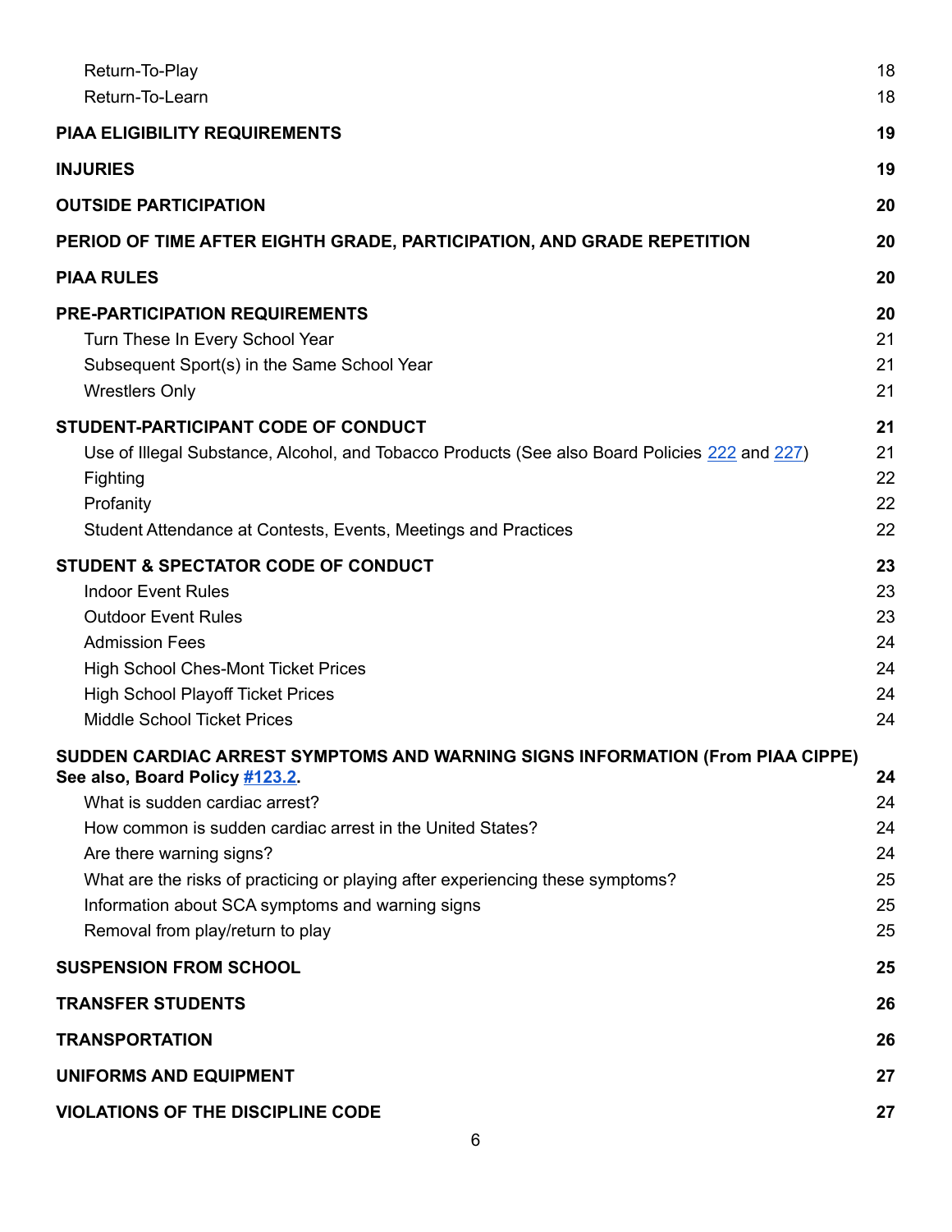| | |
|---|---|
| Return-To-Play | 18 |
| Return-To-Learn | 18 |
| **PIAA ELIGIBILITY REQUIREMENTS** | **19** |
| **INJURIES** | **19** |
| **OUTSIDE PARTICIPATION** | **20** |
| **PERIOD OF TIME AFTER EIGHTH GRADE, PARTICIPATION, AND GRADE REPETITION** | **20** |
| **PIAA RULES** | **20** |
| **PRE-PARTICIPATION REQUIREMENTS** | **20** |
| Turn These In Every School Year | 21 |
| Subsequent Sport(s) in the Same School Year | 21 |
| Wrestlers Only | 21 |
| **STUDENT-PARTICIPANT CODE OF CONDUCT** | **21** |
| Use of Illegal Substance, Alcohol, and Tobacco Products (See also Board Policies 222 and 227) | 21 |
| Fighting | 22 |
| Profanity | 22 |
| Student Attendance at Contests, Events, Meetings and Practices | 22 |
| **STUDENT & SPECTATOR CODE OF CONDUCT** | **23** |
| Indoor Event Rules | 23 |
| Outdoor Event Rules | 23 |
| Admission Fees | 24 |
| High School Ches-Mont Ticket Prices | 24 |
| High School Playoff Ticket Prices | 24 |
| Middle School Ticket Prices | 24 |
| **SUDDEN CARDIAC ARREST SYMPTOMS AND WARNING SIGNS INFORMATION (From PIAA CIPPE) See also, Board Policy #123.2.** | **24** |
| What is sudden cardiac arrest? | 24 |
| How common is sudden cardiac arrest in the United States? | 24 |
| Are there warning signs? | 24 |
| What are the risks of practicing or playing after experiencing these symptoms? | 25 |
| Information about SCA symptoms and warning signs | 25 |
| Removal from play/return to play | 25 |
| **SUSPENSION FROM SCHOOL** | **25** |
| **TRANSFER STUDENTS** | **26** |
| **TRANSPORTATION** | **26** |
| **UNIFORMS AND EQUIPMENT** | **27** |
| **VIOLATIONS OF THE DISCIPLINE CODE** | **27** |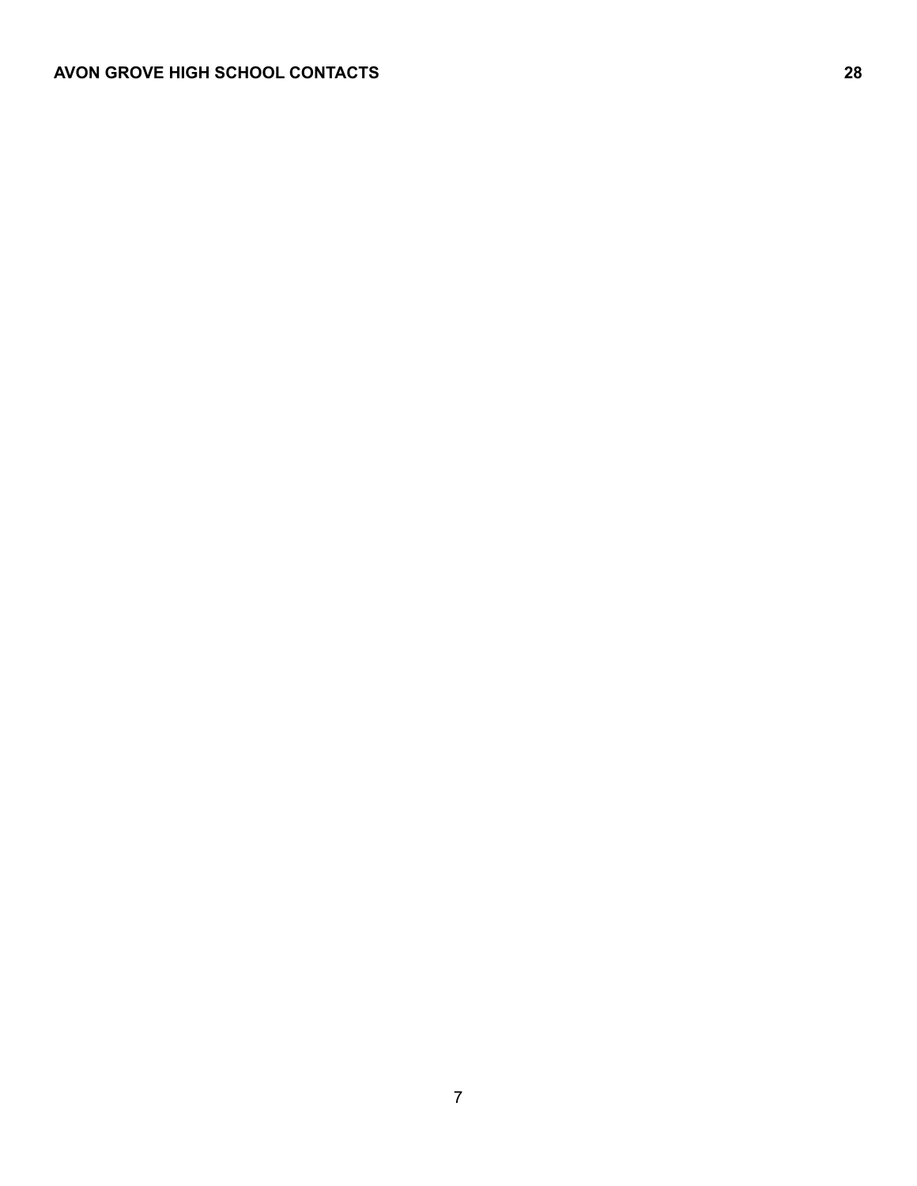**AVON GROVE HIGH SCHOOL CONTACTS** **28**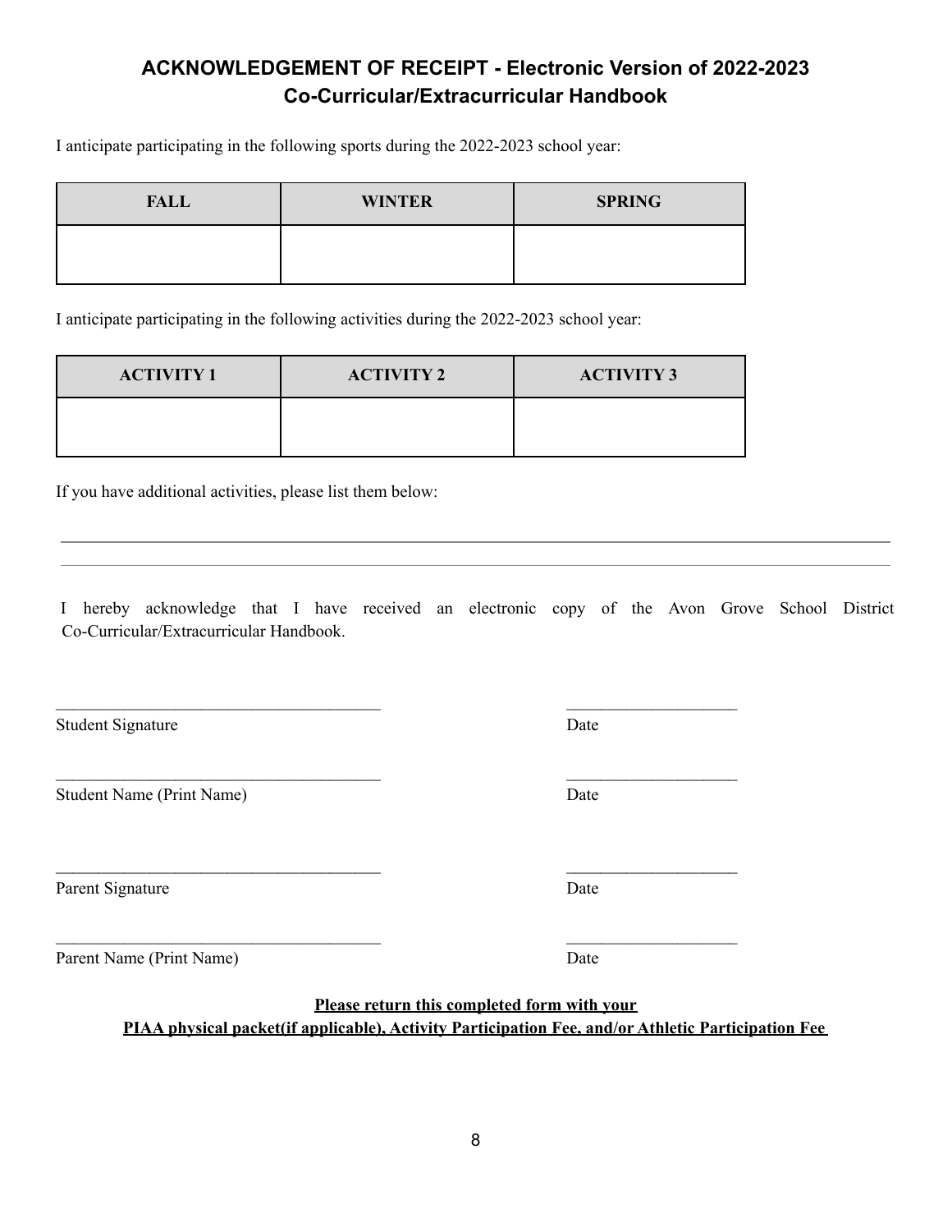## ACKNOWLEDGEMENT OF RECEIPT - Electronic Version of 2022-2023 Co-Curricular/Extracurricular Handbook

I anticipate participating in the following sports during the 2022-2023 school year:

| FALL | WINTER | SPRING |
|---|---|---|
| | | |

I anticipate participating in the following activities during the 2022-2023 school year:

| ACTIVITY 1 | ACTIVITY 2 | ACTIVITY 3 |
|---|---|---|
| | | |

If you have additional activities, please list them below:

\_\_\_\_\_\_\_\_\_\_\_\_\_\_\_\_\_\_\_\_\_\_\_\_\_\_\_\_\_\_\_\_\_\_\_\_\_\_\_\_\_\_\_\_\_\_\_\_\_\_\_\_\_\_\_\_\_\_\_\_\_\_\_\_\_\_\_\_\_\_\_\_

\_\_\_\_\_\_\_\_\_\_\_\_\_\_\_\_\_\_\_\_\_\_\_\_\_\_\_\_\_\_\_\_\_\_\_\_\_\_\_\_\_\_\_\_\_\_\_\_\_\_\_\_\_\_\_\_\_\_\_\_\_\_\_\_\_\_\_\_\_\_\_\_

I hereby acknowledge that I have received an electronic copy of the Avon Grove School District Co-Curricular/Extracurricular Handbook.

\_\_\_\_\_\_\_\_\_\_\_\_\_\_\_\_\_\_\_\_\_\_\_\_\_\_\_\_\_\_\_\_\_\_\_\_\_\_ \_\_\_\_\_\_\_\_\_\_\_\_\_\_\_\_\_\_\_\_

Student Signature Date

\_\_\_\_\_\_\_\_\_\_\_\_\_\_\_\_\_\_\_\_\_\_\_\_\_\_\_\_\_\_\_\_\_\_\_\_\_\_ \_\_\_\_\_\_\_\_\_\_\_\_\_\_\_\_\_\_\_\_

Student Name (Print Name) Date

\_\_\_\_\_\_\_\_\_\_\_\_\_\_\_\_\_\_\_\_\_\_\_\_\_\_\_\_\_\_\_\_\_\_\_\_\_\_ \_\_\_\_\_\_\_\_\_\_\_\_\_\_\_\_\_\_\_\_

Parent Signature Date

\_\_\_\_\_\_\_\_\_\_\_\_\_\_\_\_\_\_\_\_\_\_\_\_\_\_\_\_\_\_\_\_\_\_\_\_\_\_ \_\_\_\_\_\_\_\_\_\_\_\_\_\_\_\_\_\_\_\_

Parent Name (Print Name) Date

**Please return this completed form with your PIAA physical packet(if applicable), Activity Participation Fee, and/or Athletic Participation Fee**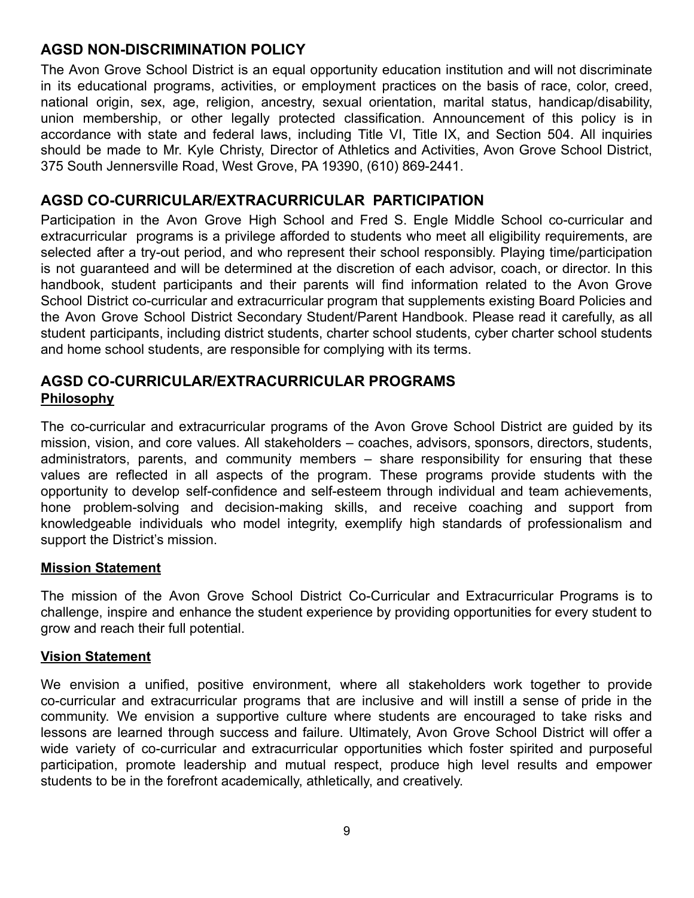## AGSD NON-DISCRIMINATION POLICY

The Avon Grove School District is an equal opportunity education institution and will not discriminate in its educational programs, activities, or employment practices on the basis of race, color, creed, national origin, sex, age, religion, ancestry, sexual orientation, marital status, handicap/disability, union membership, or other legally protected classification. Announcement of this policy is in accordance with state and federal laws, including Title VI, Title IX, and Section 504. All inquiries should be made to Mr. Kyle Christy, Director of Athletics and Activities, Avon Grove School District, 375 South Jennersville Road, West Grove, PA 19390, (610) 869-2441.

## AGSD CO-CURRICULAR/EXTRACURRICULAR PARTICIPATION

Participation in the Avon Grove High School and Fred S. Engle Middle School co-curricular and extracurricular programs is a privilege afforded to students who meet all eligibility requirements, are selected after a try-out period, and who represent their school responsibly. Playing time/participation is not guaranteed and will be determined at the discretion of each advisor, coach, or director. In this handbook, student participants and their parents will find information related to the Avon Grove School District co-curricular and extracurricular program that supplements existing Board Policies and the Avon Grove School District Secondary Student/Parent Handbook. Please read it carefully, as all student participants, including district students, charter school students, cyber charter school students and home school students, are responsible for complying with its terms.

## AGSD CO-CURRICULAR/EXTRACURRICULAR PROGRAMS

### Philosophy

The co-curricular and extracurricular programs of the Avon Grove School District are guided by its mission, vision, and core values. All stakeholders – coaches, advisors, sponsors, directors, students, administrators, parents, and community members – share responsibility for ensuring that these values are reflected in all aspects of the program. These programs provide students with the opportunity to develop self-confidence and self-esteem through individual and team achievements, hone problem-solving and decision-making skills, and receive coaching and support from knowledgeable individuals who model integrity, exemplify high standards of professionalism and support the District's mission.

### Mission Statement

The mission of the Avon Grove School District Co-Curricular and Extracurricular Programs is to challenge, inspire and enhance the student experience by providing opportunities for every student to grow and reach their full potential.

### Vision Statement

We envision a unified, positive environment, where all stakeholders work together to provide co-curricular and extracurricular programs that are inclusive and will instill a sense of pride in the community. We envision a supportive culture where students are encouraged to take risks and lessons are learned through success and failure. Ultimately, Avon Grove School District will offer a wide variety of co-curricular and extracurricular opportunities which foster spirited and purposeful participation, promote leadership and mutual respect, produce high level results and empower students to be in the forefront academically, athletically, and creatively.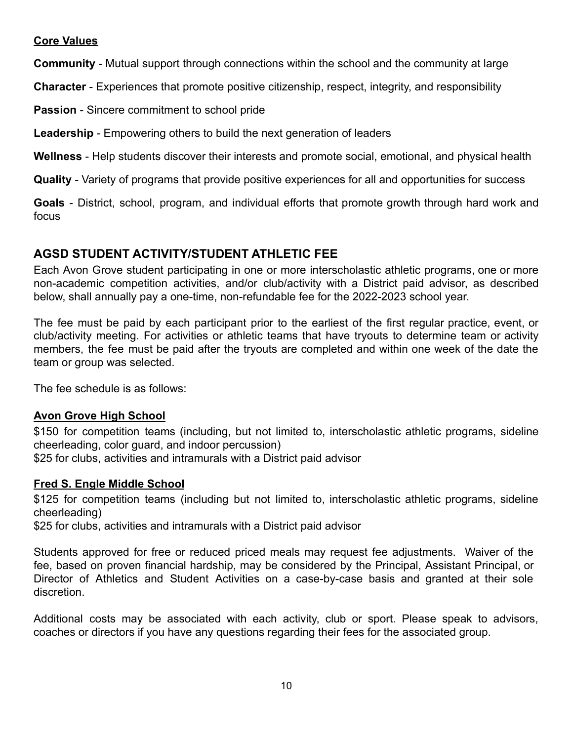**Core Values**

**Community** - Mutual support through connections within the school and the community at large

**Character** - Experiences that promote positive citizenship, respect, integrity, and responsibility

**Passion** - Sincere commitment to school pride

**Leadership** - Empowering others to build the next generation of leaders

**Wellness** - Help students discover their interests and promote social, emotional, and physical health

**Quality** - Variety of programs that provide positive experiences for all and opportunities for success

**Goals** - District, school, program, and individual efforts that promote growth through hard work and focus

## AGSD STUDENT ACTIVITY/STUDENT ATHLETIC FEE

Each Avon Grove student participating in one or more interscholastic athletic programs, one or more non-academic competition activities, and/or club/activity with a District paid advisor, as described below, shall annually pay a one-time, non-refundable fee for the 2022-2023 school year.

The fee must be paid by each participant prior to the earliest of the first regular practice, event, or club/activity meeting. For activities or athletic teams that have tryouts to determine team or activity members, the fee must be paid after the tryouts are completed and within one week of the date the team or group was selected.

The fee schedule is as follows:

**Avon Grove High School**

$150 for competition teams (including, but not limited to, interscholastic athletic programs, sideline cheerleading, color guard, and indoor percussion)
$25 for clubs, activities and intramurals with a District paid advisor

**Fred S. Engle Middle School**

$125 for competition teams (including but not limited to, interscholastic athletic programs, sideline cheerleading)
$25 for clubs, activities and intramurals with a District paid advisor

Students approved for free or reduced priced meals may request fee adjustments. Waiver of the fee, based on proven financial hardship, may be considered by the Principal, Assistant Principal, or Director of Athletics and Student Activities on a case-by-case basis and granted at their sole discretion.

Additional costs may be associated with each activity, club or sport. Please speak to advisors, coaches or directors if you have any questions regarding their fees for the associated group.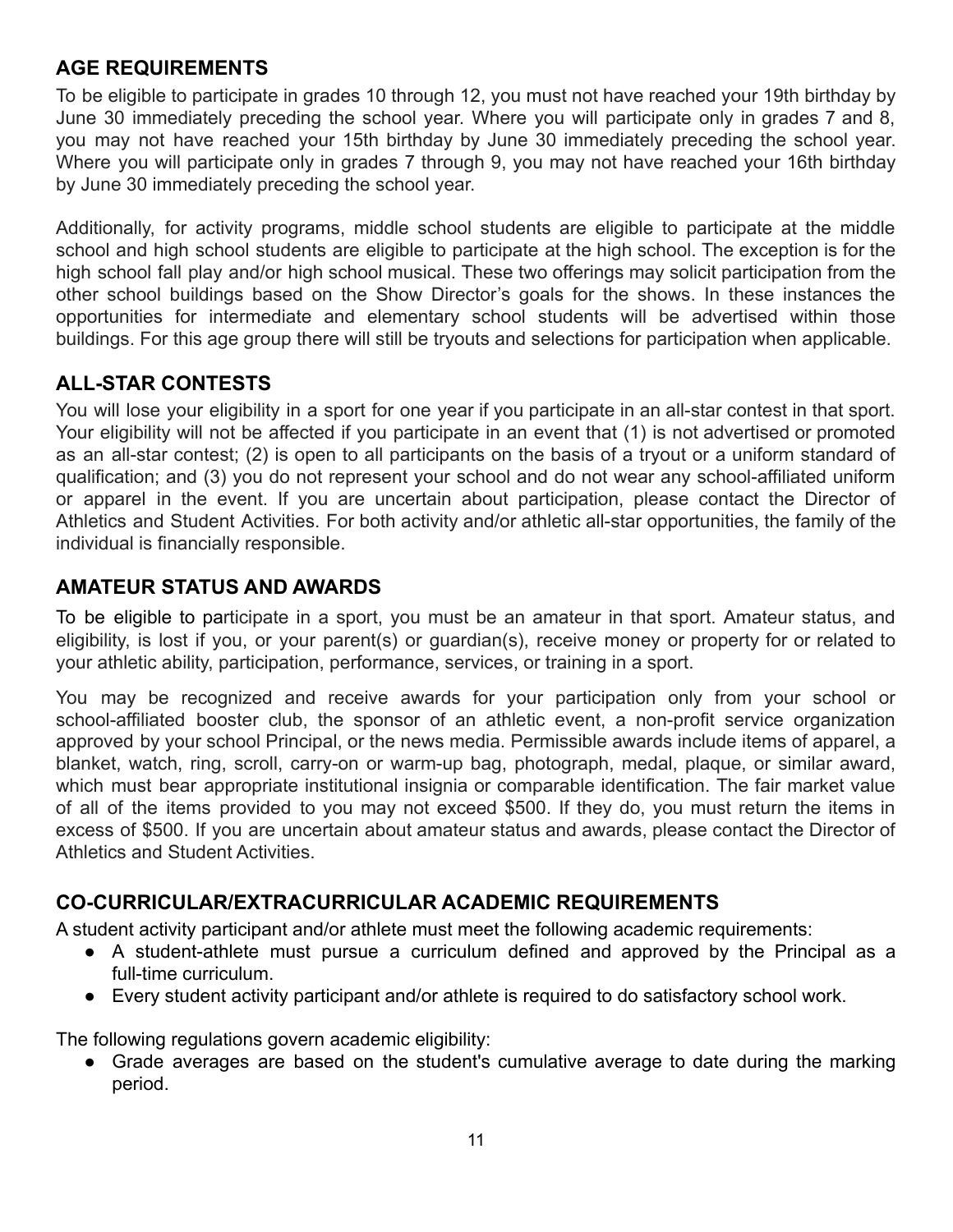## AGE REQUIREMENTS

To be eligible to participate in grades 10 through 12, you must not have reached your 19th birthday by June 30 immediately preceding the school year. Where you will participate only in grades 7 and 8, you may not have reached your 15th birthday by June 30 immediately preceding the school year. Where you will participate only in grades 7 through 9, you may not have reached your 16th birthday by June 30 immediately preceding the school year.

Additionally, for activity programs, middle school students are eligible to participate at the middle school and high school students are eligible to participate at the high school. The exception is for the high school fall play and/or high school musical. These two offerings may solicit participation from the other school buildings based on the Show Director's goals for the shows. In these instances the opportunities for intermediate and elementary school students will be advertised within those buildings. For this age group there will still be tryouts and selections for participation when applicable.

## ALL-STAR CONTESTS

You will lose your eligibility in a sport for one year if you participate in an all-star contest in that sport. Your eligibility will not be affected if you participate in an event that (1) is not advertised or promoted as an all-star contest; (2) is open to all participants on the basis of a tryout or a uniform standard of qualification; and (3) you do not represent your school and do not wear any school-affiliated uniform or apparel in the event. If you are uncertain about participation, please contact the Director of Athletics and Student Activities. For both activity and/or athletic all-star opportunities, the family of the individual is financially responsible.

## AMATEUR STATUS AND AWARDS

To be eligible to participate in a sport, you must be an amateur in that sport. Amateur status, and eligibility, is lost if you, or your parent(s) or guardian(s), receive money or property for or related to your athletic ability, participation, performance, services, or training in a sport.

You may be recognized and receive awards for your participation only from your school or school-affiliated booster club, the sponsor of an athletic event, a non-profit service organization approved by your school Principal, or the news media. Permissible awards include items of apparel, a blanket, watch, ring, scroll, carry-on or warm-up bag, photograph, medal, plaque, or similar award, which must bear appropriate institutional insignia or comparable identification. The fair market value of all of the items provided to you may not exceed $500. If they do, you must return the items in excess of $500. If you are uncertain about amateur status and awards, please contact the Director of Athletics and Student Activities.

## CO-CURRICULAR/EXTRACURRICULAR ACADEMIC REQUIREMENTS

A student activity participant and/or athlete must meet the following academic requirements:

- A student-athlete must pursue a curriculum defined and approved by the Principal as a full-time curriculum.
- Every student activity participant and/or athlete is required to do satisfactory school work.

The following regulations govern academic eligibility:

- Grade averages are based on the student's cumulative average to date during the marking period.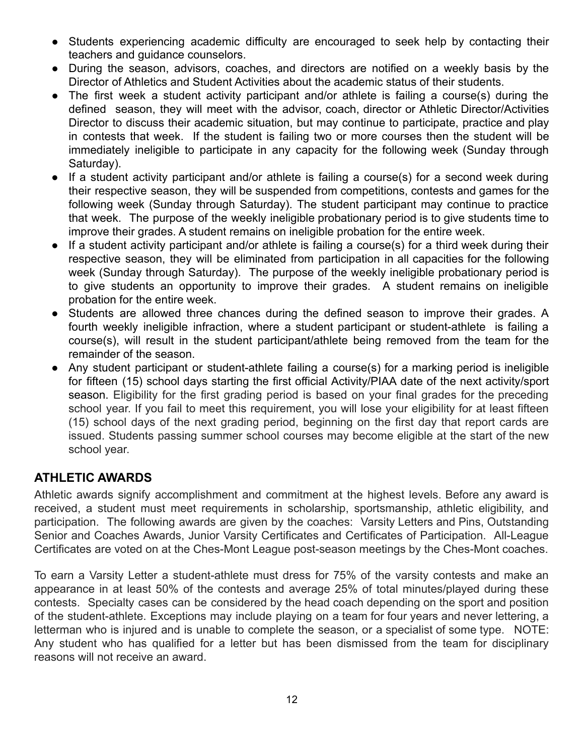- Students experiencing academic difficulty are encouraged to seek help by contacting their teachers and guidance counselors.
- During the season, advisors, coaches, and directors are notified on a weekly basis by the Director of Athletics and Student Activities about the academic status of their students.
- The first week a student activity participant and/or athlete is failing a course(s) during the defined season, they will meet with the advisor, coach, director or Athletic Director/Activities Director to discuss their academic situation, but may continue to participate, practice and play in contests that week. If the student is failing two or more courses then the student will be immediately ineligible to participate in any capacity for the following week (Sunday through Saturday).
- If a student activity participant and/or athlete is failing a course(s) for a second week during their respective season, they will be suspended from competitions, contests and games for the following week (Sunday through Saturday). The student participant may continue to practice that week. The purpose of the weekly ineligible probationary period is to give students time to improve their grades. A student remains on ineligible probation for the entire week.
- If a student activity participant and/or athlete is failing a course(s) for a third week during their respective season, they will be eliminated from participation in all capacities for the following week (Sunday through Saturday). The purpose of the weekly ineligible probationary period is to give students an opportunity to improve their grades. A student remains on ineligible probation for the entire week.
- Students are allowed three chances during the defined season to improve their grades. A fourth weekly ineligible infraction, where a student participant or student-athlete is failing a course(s), will result in the student participant/athlete being removed from the team for the remainder of the season.
- Any student participant or student-athlete failing a course(s) for a marking period is ineligible for fifteen (15) school days starting the first official Activity/PIAA date of the next activity/sport season. Eligibility for the first grading period is based on your final grades for the preceding school year. If you fail to meet this requirement, you will lose your eligibility for at least fifteen (15) school days of the next grading period, beginning on the first day that report cards are issued. Students passing summer school courses may become eligible at the start of the new school year.

## ATHLETIC AWARDS

Athletic awards signify accomplishment and commitment at the highest levels. Before any award is received, a student must meet requirements in scholarship, sportsmanship, athletic eligibility, and participation. The following awards are given by the coaches: Varsity Letters and Pins, Outstanding Senior and Coaches Awards, Junior Varsity Certificates and Certificates of Participation. All-League Certificates are voted on at the Ches-Mont League post-season meetings by the Ches-Mont coaches.

To earn a Varsity Letter a student-athlete must dress for 75% of the varsity contests and make an appearance in at least 50% of the contests and average 25% of total minutes/played during these contests. Specialty cases can be considered by the head coach depending on the sport and position of the student-athlete. Exceptions may include playing on a team for four years and never lettering, a letterman who is injured and is unable to complete the season, or a specialist of some type. NOTE: Any student who has qualified for a letter but has been dismissed from the team for disciplinary reasons will not receive an award.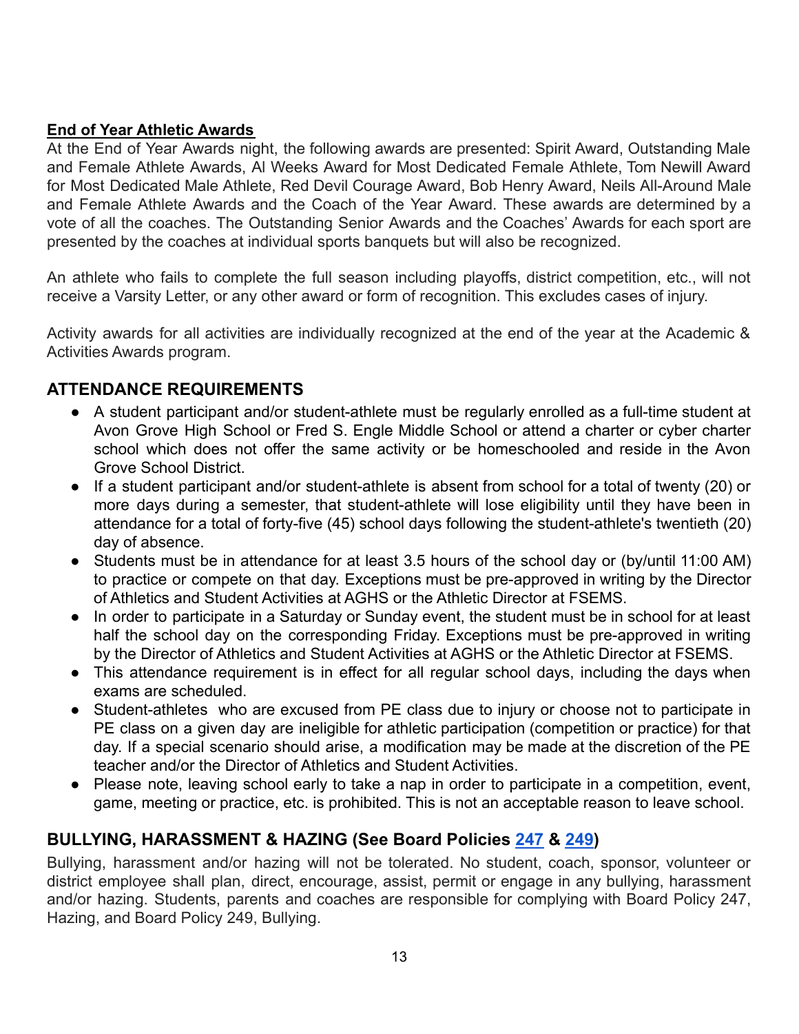**End of Year Athletic Awards**

At the End of Year Awards night, the following awards are presented: Spirit Award, Outstanding Male and Female Athlete Awards, Al Weeks Award for Most Dedicated Female Athlete, Tom Newill Award for Most Dedicated Male Athlete, Red Devil Courage Award, Bob Henry Award, Neils All-Around Male and Female Athlete Awards and the Coach of the Year Award. These awards are determined by a vote of all the coaches. The Outstanding Senior Awards and the Coaches' Awards for each sport are presented by the coaches at individual sports banquets but will also be recognized.

An athlete who fails to complete the full season including playoffs, district competition, etc., will not receive a Varsity Letter, or any other award or form of recognition. This excludes cases of injury.

Activity awards for all activities are individually recognized at the end of the year at the Academic & Activities Awards program.

## ATTENDANCE REQUIREMENTS

- A student participant and/or student-athlete must be regularly enrolled as a full-time student at Avon Grove High School or Fred S. Engle Middle School or attend a charter or cyber charter school which does not offer the same activity or be homeschooled and reside in the Avon Grove School District.
- If a student participant and/or student-athlete is absent from school for a total of twenty (20) or more days during a semester, that student-athlete will lose eligibility until they have been in attendance for a total of forty-five (45) school days following the student-athlete's twentieth (20) day of absence.
- Students must be in attendance for at least 3.5 hours of the school day or (by/until 11:00 AM) to practice or compete on that day. Exceptions must be pre-approved in writing by the Director of Athletics and Student Activities at AGHS or the Athletic Director at FSEMS.
- In order to participate in a Saturday or Sunday event, the student must be in school for at least half the school day on the corresponding Friday. Exceptions must be pre-approved in writing by the Director of Athletics and Student Activities at AGHS or the Athletic Director at FSEMS.
- This attendance requirement is in effect for all regular school days, including the days when exams are scheduled.
- Student-athletes who are excused from PE class due to injury or choose not to participate in PE class on a given day are ineligible for athletic participation (competition or practice) for that day. If a special scenario should arise, a modification may be made at the discretion of the PE teacher and/or the Director of Athletics and Student Activities.
- Please note, leaving school early to take a nap in order to participate in a competition, event, game, meeting or practice, etc. is prohibited. This is not an acceptable reason to leave school.

## BULLYING, HARASSMENT & HAZING (See Board Policies 247 & 249)

Bullying, harassment and/or hazing will not be tolerated. No student, coach, sponsor, volunteer or district employee shall plan, direct, encourage, assist, permit or engage in any bullying, harassment and/or hazing. Students, parents and coaches are responsible for complying with Board Policy 247, Hazing, and Board Policy 249, Bullying.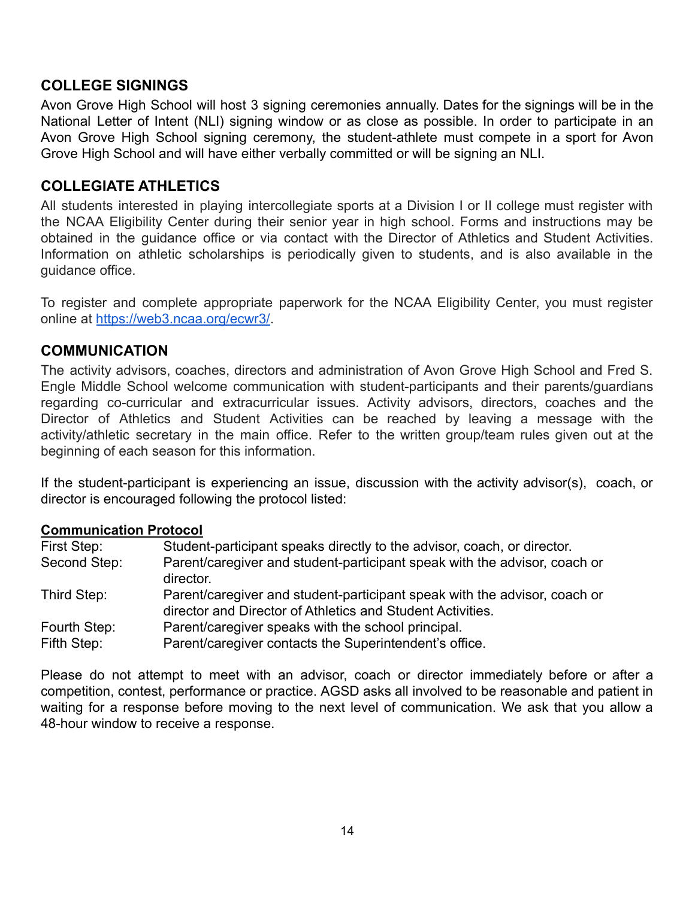## COLLEGE SIGNINGS

Avon Grove High School will host 3 signing ceremonies annually. Dates for the signings will be in the National Letter of Intent (NLI) signing window or as close as possible. In order to participate in an Avon Grove High School signing ceremony, the student-athlete must compete in a sport for Avon Grove High School and will have either verbally committed or will be signing an NLI.

## COLLEGIATE ATHLETICS

All students interested in playing intercollegiate sports at a Division I or II college must register with the NCAA Eligibility Center during their senior year in high school. Forms and instructions may be obtained in the guidance office or via contact with the Director of Athletics and Student Activities. Information on athletic scholarships is periodically given to students, and is also available in the guidance office.

To register and complete appropriate paperwork for the NCAA Eligibility Center, you must register online at [https://web3.ncaa.org/ecwr3/](https://web3.ncaa.org/ecwr3/).

## COMMUNICATION

The activity advisors, coaches, directors and administration of Avon Grove High School and Fred S. Engle Middle School welcome communication with student-participants and their parents/guardians regarding co-curricular and extracurricular issues. Activity advisors, directors, coaches and the Director of Athletics and Student Activities can be reached by leaving a message with the activity/athletic secretary in the main office. Refer to the written group/team rules given out at the beginning of each season for this information.

If the student-participant is experiencing an issue, discussion with the activity advisor(s), coach, or director is encouraged following the protocol listed:

**Communication Protocol**

| | |
|---|---|
| First Step: | Student-participant speaks directly to the advisor, coach, or director. |
| Second Step: | Parent/caregiver and student-participant speak with the advisor, coach or director. |
| Third Step: | Parent/caregiver and student-participant speak with the advisor, coach or director and Director of Athletics and Student Activities. |
| Fourth Step: | Parent/caregiver speaks with the school principal. |
| Fifth Step: | Parent/caregiver contacts the Superintendent's office. |

Please do not attempt to meet with an advisor, coach or director immediately before or after a competition, contest, performance or practice. AGSD asks all involved to be reasonable and patient in waiting for a response before moving to the next level of communication. We ask that you allow a 48-hour window to receive a response.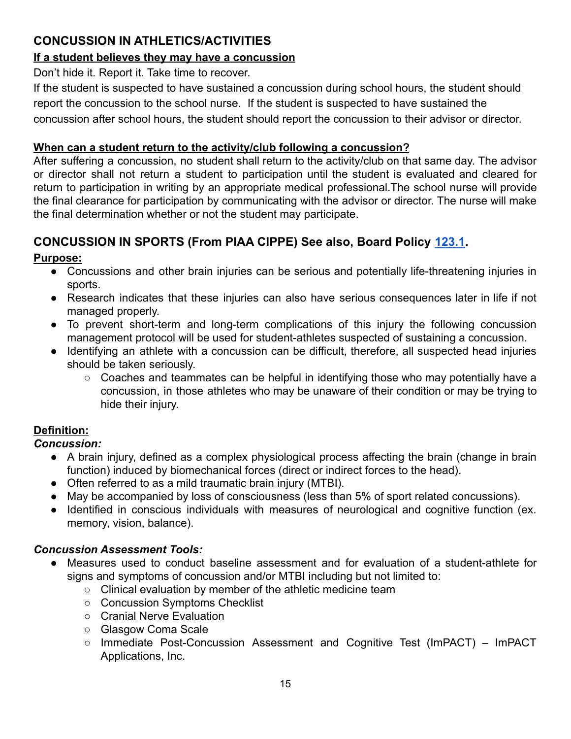## CONCUSSION IN ATHLETICS/ACTIVITIES

**<u>If a student believes they may have a concussion</u>**

Don't hide it. Report it. Take time to recover.

If the student is suspected to have sustained a concussion during school hours, the student should report the concussion to the school nurse. If the student is suspected to have sustained the concussion after school hours, the student should report the concussion to their advisor or director.

**<u>When can a student return to the activity/club following a concussion?</u>**

After suffering a concussion, no student shall return to the activity/club on that same day. The advisor or director shall not return a student to participation until the student is evaluated and cleared for return to participation in writing by an appropriate medical professional.The school nurse will provide the final clearance for participation by communicating with the advisor or director. The nurse will make the final determination whether or not the student may participate.

## CONCUSSION IN SPORTS (From PIAA CIPPE) See also, Board Policy 123.1.

**<u>Purpose:</u>**

- Concussions and other brain injuries can be serious and potentially life-threatening injuries in sports.
- Research indicates that these injuries can also have serious consequences later in life if not managed properly.
- To prevent short-term and long-term complications of this injury the following concussion management protocol will be used for student-athletes suspected of sustaining a concussion.
- Identifying an athlete with a concussion can be difficult, therefore, all suspected head injuries should be taken seriously.
    - Coaches and teammates can be helpful in identifying those who may potentially have a concussion, in those athletes who may be unaware of their condition or may be trying to hide their injury.

**<u>Definition:</u>**

***Concussion:***

- A brain injury, defined as a complex physiological process affecting the brain (change in brain function) induced by biomechanical forces (direct or indirect forces to the head).
- Often referred to as a mild traumatic brain injury (MTBI).
- May be accompanied by loss of consciousness (less than 5% of sport related concussions).
- Identified in conscious individuals with measures of neurological and cognitive function (ex. memory, vision, balance).

***Concussion Assessment Tools:***

- Measures used to conduct baseline assessment and for evaluation of a student-athlete for signs and symptoms of concussion and/or MTBI including but not limited to:
    - Clinical evaluation by member of the athletic medicine team
    - Concussion Symptoms Checklist
    - Cranial Nerve Evaluation
    - Glasgow Coma Scale
    - Immediate Post-Concussion Assessment and Cognitive Test (ImPACT) – ImPACT Applications, Inc.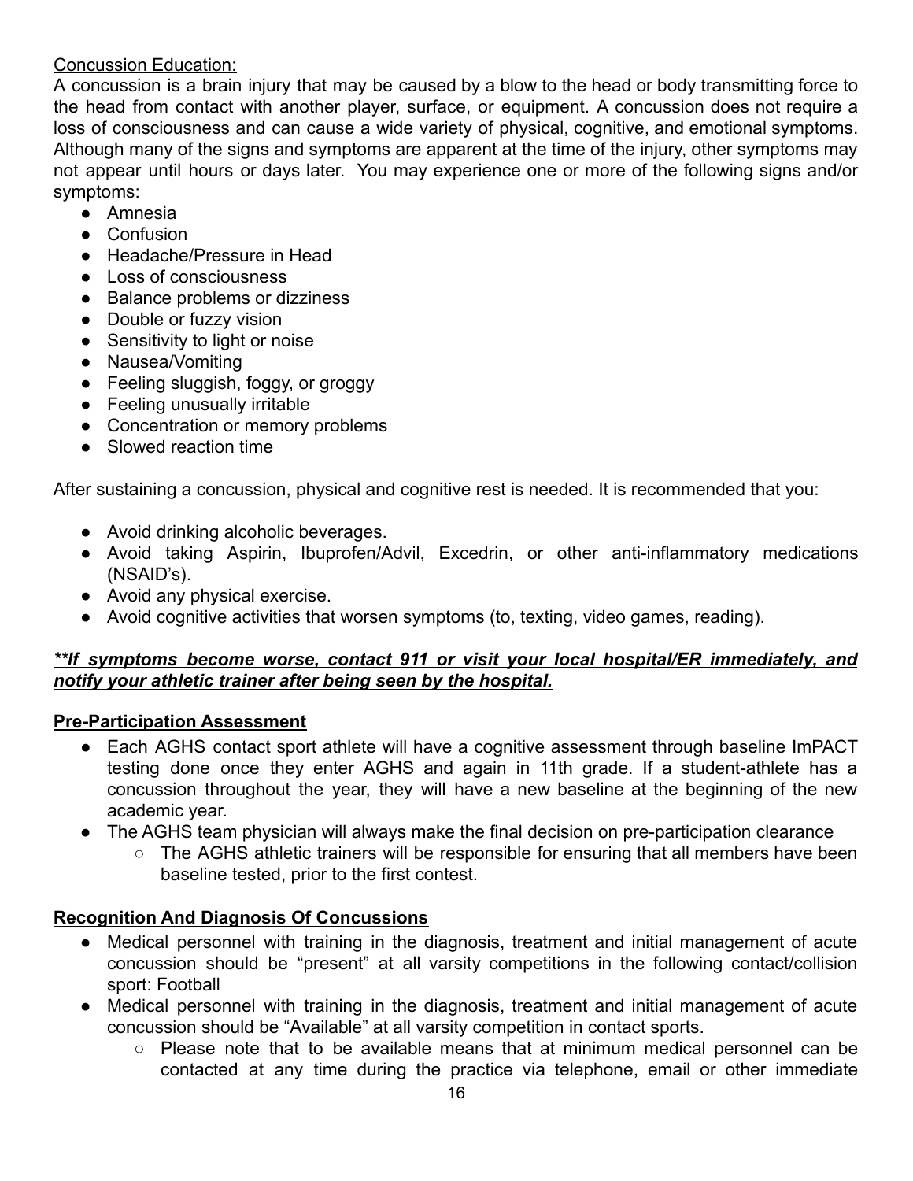Concussion Education:

A concussion is a brain injury that may be caused by a blow to the head or body transmitting force to the head from contact with another player, surface, or equipment. A concussion does not require a loss of consciousness and can cause a wide variety of physical, cognitive, and emotional symptoms. Although many of the signs and symptoms are apparent at the time of the injury, other symptoms may not appear until hours or days later. You may experience one or more of the following signs and/or symptoms:

- Amnesia
- Confusion
- Headache/Pressure in Head
- Loss of consciousness
- Balance problems or dizziness
- Double or fuzzy vision
- Sensitivity to light or noise
- Nausea/Vomiting
- Feeling sluggish, foggy, or groggy
- Feeling unusually irritable
- Concentration or memory problems
- Slowed reaction time

After sustaining a concussion, physical and cognitive rest is needed. It is recommended that you:

- Avoid drinking alcoholic beverages.
- Avoid taking Aspirin, Ibuprofen/Advil, Excedrin, or other anti-inflammatory medications (NSAID's).
- Avoid any physical exercise.
- Avoid cognitive activities that worsen symptoms (to, texting, video games, reading).

***\*\*If symptoms become worse, contact 911 or visit your local hospital/ER immediately, and notify your athletic trainer after being seen by the hospital.***

**Pre-Participation Assessment**

- Each AGHS contact sport athlete will have a cognitive assessment through baseline ImPACT testing done once they enter AGHS and again in 11th grade. If a student-athlete has a concussion throughout the year, they will have a new baseline at the beginning of the new academic year.
- The AGHS team physician will always make the final decision on pre-participation clearance
  - The AGHS athletic trainers will be responsible for ensuring that all members have been baseline tested, prior to the first contest.

**Recognition And Diagnosis Of Concussions**

- Medical personnel with training in the diagnosis, treatment and initial management of acute concussion should be "present" at all varsity competitions in the following contact/collision sport: Football
- Medical personnel with training in the diagnosis, treatment and initial management of acute concussion should be "Available" at all varsity competition in contact sports.
  - Please note that to be available means that at minimum medical personnel can be contacted at any time during the practice via telephone, email or other immediate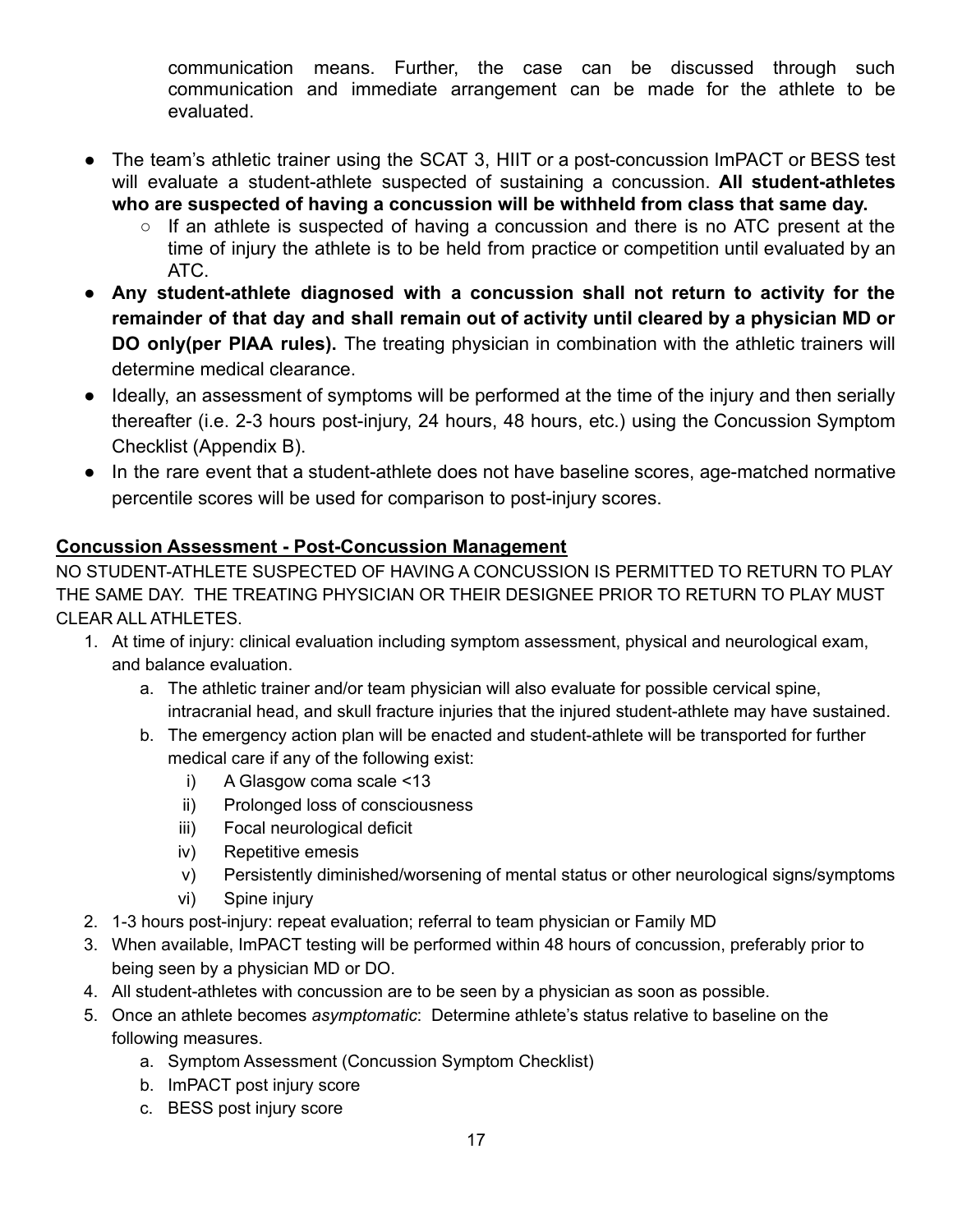communication means. Further, the case can be discussed through such communication and immediate arrangement can be made for the athlete to be evaluated.

- The team's athletic trainer using the SCAT 3, HIIT or a post-concussion ImPACT or BESS test will evaluate a student-athlete suspected of sustaining a concussion. **All student-athletes who are suspected of having a concussion will be withheld from class that same day.**
  - If an athlete is suspected of having a concussion and there is no ATC present at the time of injury the athlete is to be held from practice or competition until evaluated by an ATC.
- **Any student-athlete diagnosed with a concussion shall not return to activity for the remainder of that day and shall remain out of activity until cleared by a physician MD or DO only(per PIAA rules).** The treating physician in combination with the athletic trainers will determine medical clearance.
- Ideally, an assessment of symptoms will be performed at the time of the injury and then serially thereafter (i.e. 2-3 hours post-injury, 24 hours, 48 hours, etc.) using the Concussion Symptom Checklist (Appendix B).
- In the rare event that a student-athlete does not have baseline scores, age-matched normative percentile scores will be used for comparison to post-injury scores.

## Concussion Assessment - Post-Concussion Management

NO STUDENT-ATHLETE SUSPECTED OF HAVING A CONCUSSION IS PERMITTED TO RETURN TO PLAY THE SAME DAY. THE TREATING PHYSICIAN OR THEIR DESIGNEE PRIOR TO RETURN TO PLAY MUST CLEAR ALL ATHLETES.

1. At time of injury: clinical evaluation including symptom assessment, physical and neurological exam, and balance evaluation.
   a. The athletic trainer and/or team physician will also evaluate for possible cervical spine, intracranial head, and skull fracture injuries that the injured student-athlete may have sustained.
   b. The emergency action plan will be enacted and student-athlete will be transported for further medical care if any of the following exist:
      i) A Glasgow coma scale <13
      ii) Prolonged loss of consciousness
      iii) Focal neurological deficit
      iv) Repetitive emesis
      v) Persistently diminished/worsening of mental status or other neurological signs/symptoms
      vi) Spine injury
2. 1-3 hours post-injury: repeat evaluation; referral to team physician or Family MD
3. When available, ImPACT testing will be performed within 48 hours of concussion, preferably prior to being seen by a physician MD or DO.
4. All student-athletes with concussion are to be seen by a physician as soon as possible.
5. Once an athlete becomes *asymptomatic*: Determine athlete's status relative to baseline on the following measures.
   a. Symptom Assessment (Concussion Symptom Checklist)
   b. ImPACT post injury score
   c. BESS post injury score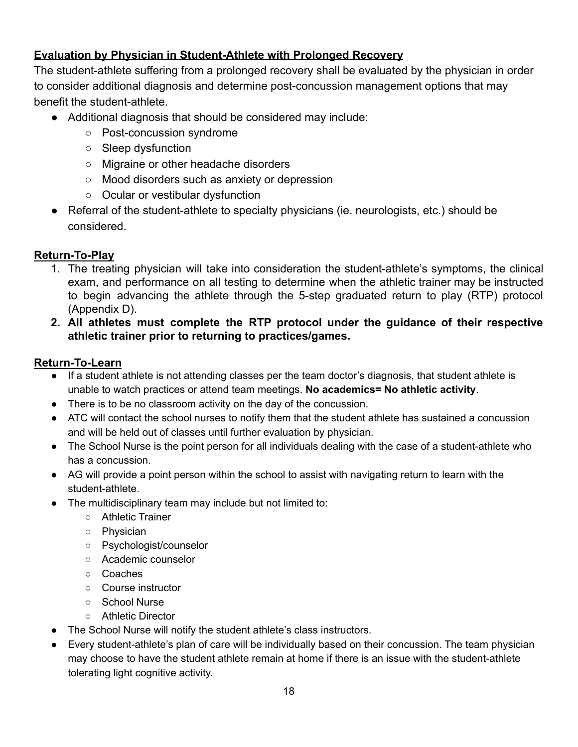## Evaluation by Physician in Student-Athlete with Prolonged Recovery

The student-athlete suffering from a prolonged recovery shall be evaluated by the physician in order to consider additional diagnosis and determine post-concussion management options that may benefit the student-athlete.

- Additional diagnosis that should be considered may include:
  - Post-concussion syndrome
  - Sleep dysfunction
  - Migraine or other headache disorders
  - Mood disorders such as anxiety or depression
  - Ocular or vestibular dysfunction
- Referral of the student-athlete to specialty physicians (ie. neurologists, etc.) should be considered.

## Return-To-Play

1. The treating physician will take into consideration the student-athlete's symptoms, the clinical exam, and performance on all testing to determine when the athletic trainer may be instructed to begin advancing the athlete through the 5-step graduated return to play (RTP) protocol (Appendix D).
2. **All athletes must complete the RTP protocol under the guidance of their respective athletic trainer prior to returning to practices/games.**

## Return-To-Learn

- If a student athlete is not attending classes per the team doctor's diagnosis, that student athlete is unable to watch practices or attend team meetings. **No academics= No athletic activity**.
- There is to be no classroom activity on the day of the concussion.
- ATC will contact the school nurses to notify them that the student athlete has sustained a concussion and will be held out of classes until further evaluation by physician.
- The School Nurse is the point person for all individuals dealing with the case of a student-athlete who has a concussion.
- AG will provide a point person within the school to assist with navigating return to learn with the student-athlete.
- The multidisciplinary team may include but not limited to:
  - Athletic Trainer
  - Physician
  - Psychologist/counselor
  - Academic counselor
  - Coaches
  - Course instructor
  - School Nurse
  - Athletic Director
- The School Nurse will notify the student athlete's class instructors.
- Every student-athlete's plan of care will be individually based on their concussion. The team physician may choose to have the student athlete remain at home if there is an issue with the student-athlete tolerating light cognitive activity.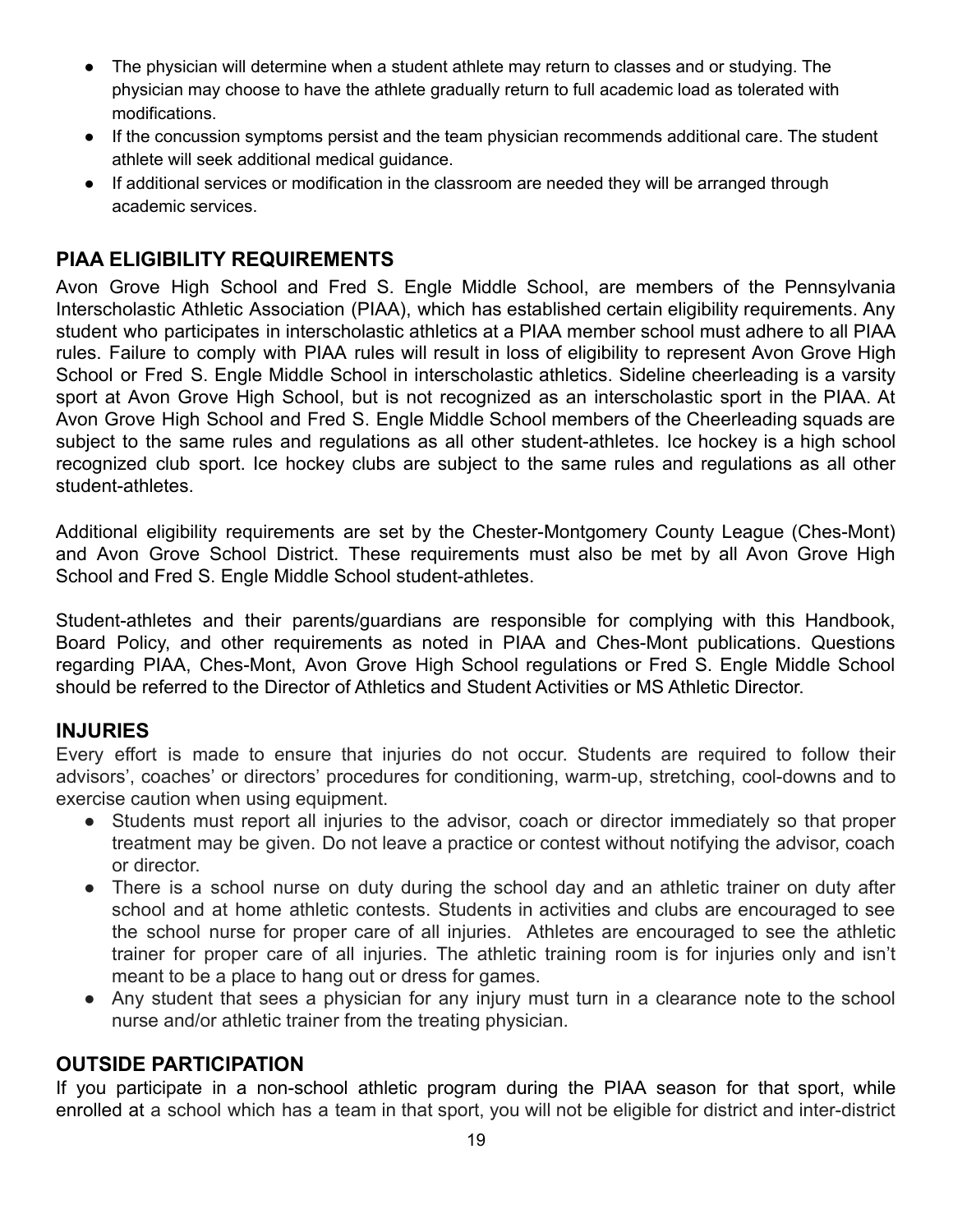- The physician will determine when a student athlete may return to classes and or studying. The physician may choose to have the athlete gradually return to full academic load as tolerated with modifications.
- If the concussion symptoms persist and the team physician recommends additional care. The student athlete will seek additional medical guidance.
- If additional services or modification in the classroom are needed they will be arranged through academic services.

## PIAA ELIGIBILITY REQUIREMENTS

Avon Grove High School and Fred S. Engle Middle School, are members of the Pennsylvania Interscholastic Athletic Association (PIAA), which has established certain eligibility requirements. Any student who participates in interscholastic athletics at a PIAA member school must adhere to all PIAA rules. Failure to comply with PIAA rules will result in loss of eligibility to represent Avon Grove High School or Fred S. Engle Middle School in interscholastic athletics. Sideline cheerleading is a varsity sport at Avon Grove High School, but is not recognized as an interscholastic sport in the PIAA. At Avon Grove High School and Fred S. Engle Middle School members of the Cheerleading squads are subject to the same rules and regulations as all other student-athletes. Ice hockey is a high school recognized club sport. Ice hockey clubs are subject to the same rules and regulations as all other student-athletes.

Additional eligibility requirements are set by the Chester-Montgomery County League (Ches-Mont) and Avon Grove School District. These requirements must also be met by all Avon Grove High School and Fred S. Engle Middle School student-athletes.

Student-athletes and their parents/guardians are responsible for complying with this Handbook, Board Policy, and other requirements as noted in PIAA and Ches-Mont publications. Questions regarding PIAA, Ches-Mont, Avon Grove High School regulations or Fred S. Engle Middle School should be referred to the Director of Athletics and Student Activities or MS Athletic Director.

## INJURIES

Every effort is made to ensure that injuries do not occur. Students are required to follow their advisors', coaches' or directors' procedures for conditioning, warm-up, stretching, cool-downs and to exercise caution when using equipment.

- Students must report all injuries to the advisor, coach or director immediately so that proper treatment may be given. Do not leave a practice or contest without notifying the advisor, coach or director.
- There is a school nurse on duty during the school day and an athletic trainer on duty after school and at home athletic contests. Students in activities and clubs are encouraged to see the school nurse for proper care of all injuries. Athletes are encouraged to see the athletic trainer for proper care of all injuries. The athletic training room is for injuries only and isn't meant to be a place to hang out or dress for games.
- Any student that sees a physician for any injury must turn in a clearance note to the school nurse and/or athletic trainer from the treating physician.

## OUTSIDE PARTICIPATION

If you participate in a non-school athletic program during the PIAA season for that sport, while enrolled at a school which has a team in that sport, you will not be eligible for district and inter-district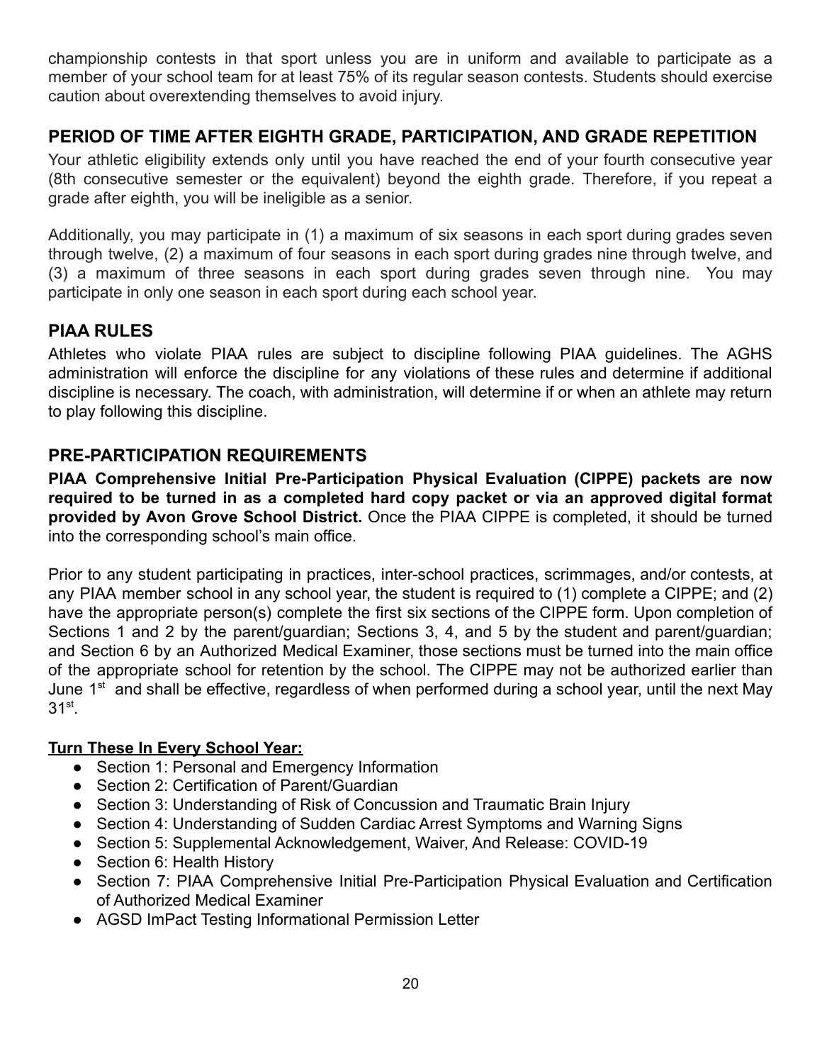championship contests in that sport unless you are in uniform and available to participate as a member of your school team for at least 75% of its regular season contests. Students should exercise caution about overextending themselves to avoid injury.

## PERIOD OF TIME AFTER EIGHTH GRADE, PARTICIPATION, AND GRADE REPETITION

Your athletic eligibility extends only until you have reached the end of your fourth consecutive year (8th consecutive semester or the equivalent) beyond the eighth grade. Therefore, if you repeat a grade after eighth, you will be ineligible as a senior.

Additionally, you may participate in (1) a maximum of six seasons in each sport during grades seven through twelve, (2) a maximum of four seasons in each sport during grades nine through twelve, and (3) a maximum of three seasons in each sport during grades seven through nine. You may participate in only one season in each sport during each school year.

## PIAA RULES

Athletes who violate PIAA rules are subject to discipline following PIAA guidelines. The AGHS administration will enforce the discipline for any violations of these rules and determine if additional discipline is necessary. The coach, with administration, will determine if or when an athlete may return to play following this discipline.

## PRE-PARTICIPATION REQUIREMENTS

**PIAA Comprehensive Initial Pre-Participation Physical Evaluation (CIPPE) packets are now required to be turned in as a completed hard copy packet or via an approved digital format provided by Avon Grove School District.** Once the PIAA CIPPE is completed, it should be turned into the corresponding school's main office.

Prior to any student participating in practices, inter-school practices, scrimmages, and/or contests, at any PIAA member school in any school year, the student is required to (1) complete a CIPPE; and (2) have the appropriate person(s) complete the first six sections of the CIPPE form. Upon completion of Sections 1 and 2 by the parent/guardian; Sections 3, 4, and 5 by the student and parent/guardian; and Section 6 by an Authorized Medical Examiner, those sections must be turned into the main office of the appropriate school for retention by the school. The CIPPE may not be authorized earlier than June 1st and shall be effective, regardless of when performed during a school year, until the next May 31st.

**Turn These In Every School Year:**

- Section 1: Personal and Emergency Information
- Section 2: Certification of Parent/Guardian
- Section 3: Understanding of Risk of Concussion and Traumatic Brain Injury
- Section 4: Understanding of Sudden Cardiac Arrest Symptoms and Warning Signs
- Section 5: Supplemental Acknowledgement, Waiver, And Release: COVID-19
- Section 6: Health History
- Section 7: PIAA Comprehensive Initial Pre-Participation Physical Evaluation and Certification of Authorized Medical Examiner
- AGSD ImPact Testing Informational Permission Letter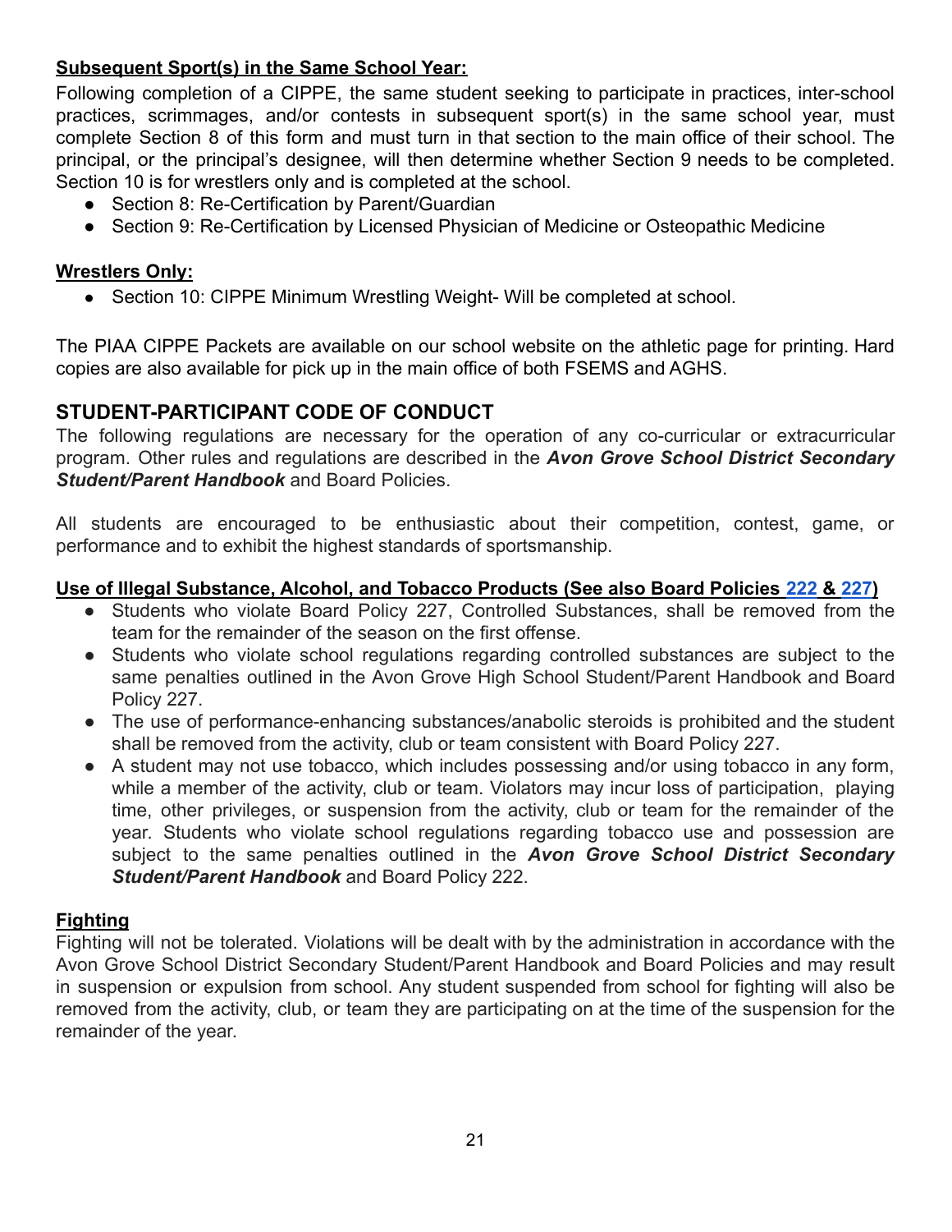**Subsequent Sport(s) in the Same School Year:**

Following completion of a CIPPE, the same student seeking to participate in practices, inter-school practices, scrimmages, and/or contests in subsequent sport(s) in the same school year, must complete Section 8 of this form and must turn in that section to the main office of their school. The principal, or the principal's designee, will then determine whether Section 9 needs to be completed. Section 10 is for wrestlers only and is completed at the school.

- Section 8: Re-Certification by Parent/Guardian
- Section 9: Re-Certification by Licensed Physician of Medicine or Osteopathic Medicine

**Wrestlers Only:**

- Section 10: CIPPE Minimum Wrestling Weight- Will be completed at school.

The PIAA CIPPE Packets are available on our school website on the athletic page for printing. Hard copies are also available for pick up in the main office of both FSEMS and AGHS.

## STUDENT-PARTICIPANT CODE OF CONDUCT

The following regulations are necessary for the operation of any co-curricular or extracurricular program. Other rules and regulations are described in the ***Avon Grove School District Secondary Student/Parent Handbook*** and Board Policies.

All students are encouraged to be enthusiastic about their competition, contest, game, or performance and to exhibit the highest standards of sportsmanship.

**Use of Illegal Substance, Alcohol, and Tobacco Products (See also Board Policies 222 & 227)**

- Students who violate Board Policy 227, Controlled Substances, shall be removed from the team for the remainder of the season on the first offense.
- Students who violate school regulations regarding controlled substances are subject to the same penalties outlined in the Avon Grove High School Student/Parent Handbook and Board Policy 227.
- The use of performance-enhancing substances/anabolic steroids is prohibited and the student shall be removed from the activity, club or team consistent with Board Policy 227.
- A student may not use tobacco, which includes possessing and/or using tobacco in any form, while a member of the activity, club or team. Violators may incur loss of participation, playing time, other privileges, or suspension from the activity, club or team for the remainder of the year. Students who violate school regulations regarding tobacco use and possession are subject to the same penalties outlined in the ***Avon Grove School District Secondary Student/Parent Handbook*** and Board Policy 222.

**Fighting**

Fighting will not be tolerated. Violations will be dealt with by the administration in accordance with the Avon Grove School District Secondary Student/Parent Handbook and Board Policies and may result in suspension or expulsion from school. Any student suspended from school for fighting will also be removed from the activity, club, or team they are participating on at the time of the suspension for the remainder of the year.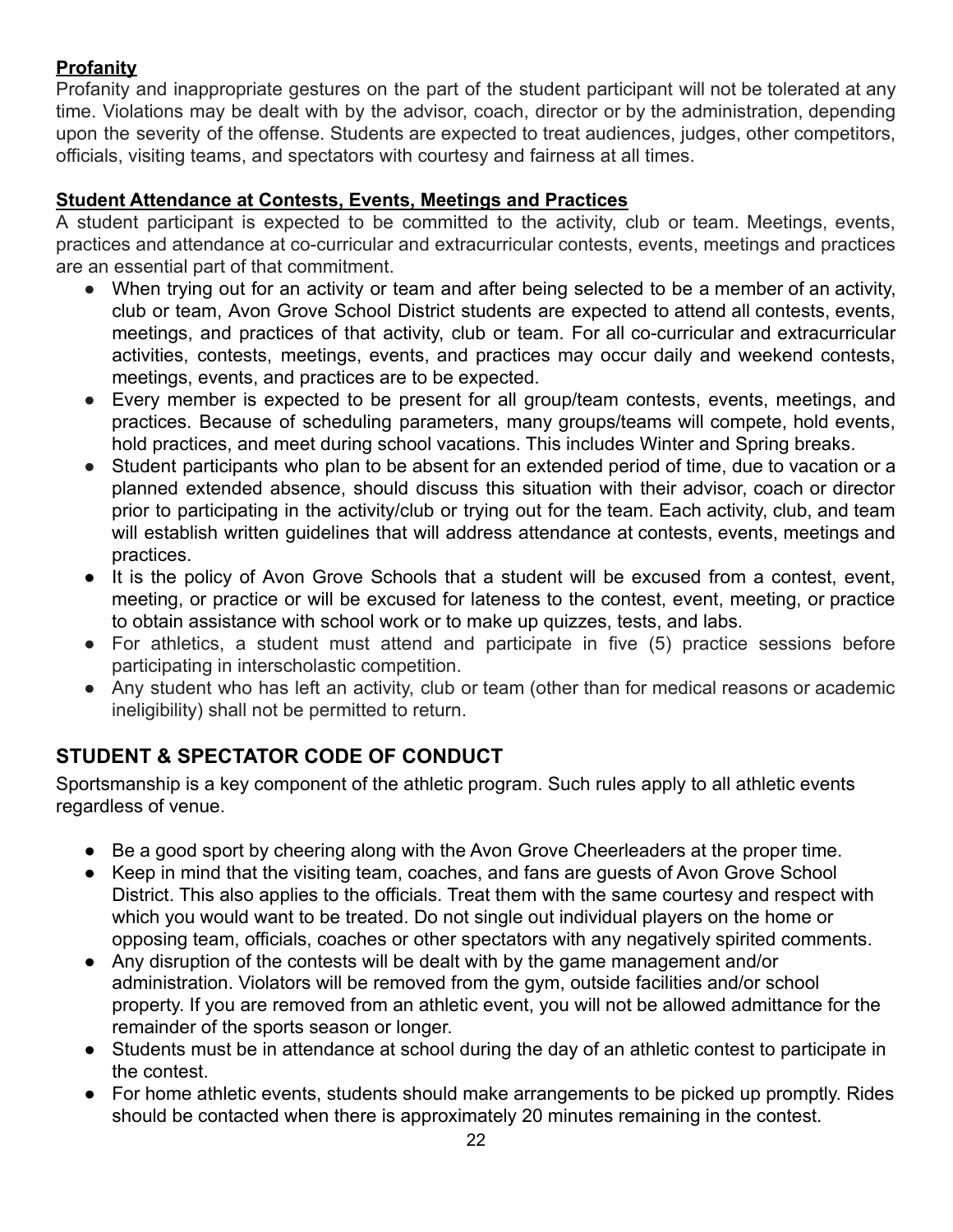**Profanity**

Profanity and inappropriate gestures on the part of the student participant will not be tolerated at any time. Violations may be dealt with by the advisor, coach, director or by the administration, depending upon the severity of the offense. Students are expected to treat audiences, judges, other competitors, officials, visiting teams, and spectators with courtesy and fairness at all times.

**Student Attendance at Contests, Events, Meetings and Practices**

A student participant is expected to be committed to the activity, club or team. Meetings, events, practices and attendance at co-curricular and extracurricular contests, events, meetings and practices are an essential part of that commitment.

- When trying out for an activity or team and after being selected to be a member of an activity, club or team, Avon Grove School District students are expected to attend all contests, events, meetings, and practices of that activity, club or team. For all co-curricular and extracurricular activities, contests, meetings, events, and practices may occur daily and weekend contests, meetings, events, and practices are to be expected.
- Every member is expected to be present for all group/team contests, events, meetings, and practices. Because of scheduling parameters, many groups/teams will compete, hold events, hold practices, and meet during school vacations. This includes Winter and Spring breaks.
- Student participants who plan to be absent for an extended period of time, due to vacation or a planned extended absence, should discuss this situation with their advisor, coach or director prior to participating in the activity/club or trying out for the team. Each activity, club, and team will establish written guidelines that will address attendance at contests, events, meetings and practices.
- It is the policy of Avon Grove Schools that a student will be excused from a contest, event, meeting, or practice or will be excused for lateness to the contest, event, meeting, or practice to obtain assistance with school work or to make up quizzes, tests, and labs.
- For athletics, a student must attend and participate in five (5) practice sessions before participating in interscholastic competition.
- Any student who has left an activity, club or team (other than for medical reasons or academic ineligibility) shall not be permitted to return.

## STUDENT & SPECTATOR CODE OF CONDUCT

Sportsmanship is a key component of the athletic program. Such rules apply to all athletic events regardless of venue.

- Be a good sport by cheering along with the Avon Grove Cheerleaders at the proper time.
- Keep in mind that the visiting team, coaches, and fans are guests of Avon Grove School District. This also applies to the officials. Treat them with the same courtesy and respect with which you would want to be treated. Do not single out individual players on the home or opposing team, officials, coaches or other spectators with any negatively spirited comments.
- Any disruption of the contests will be dealt with by the game management and/or administration. Violators will be removed from the gym, outside facilities and/or school property. If you are removed from an athletic event, you will not be allowed admittance for the remainder of the sports season or longer.
- Students must be in attendance at school during the day of an athletic contest to participate in the contest.
- For home athletic events, students should make arrangements to be picked up promptly. Rides should be contacted when there is approximately 20 minutes remaining in the contest.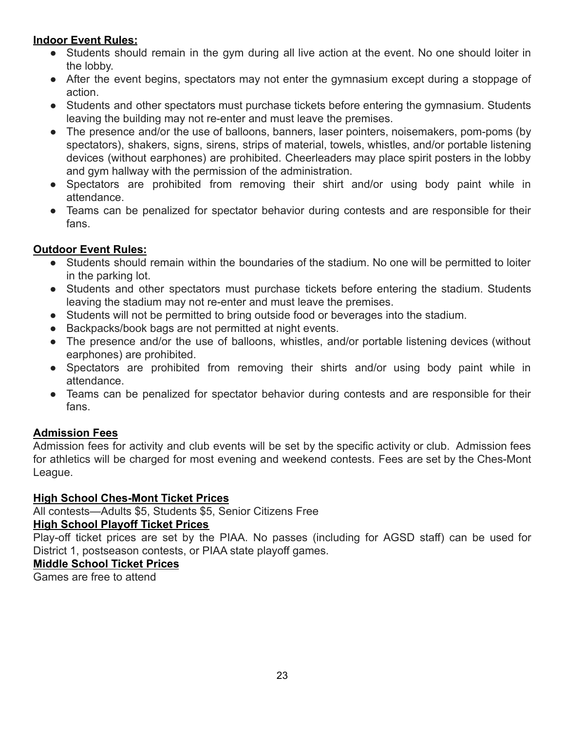**Indoor Event Rules:**

- Students should remain in the gym during all live action at the event. No one should loiter in the lobby.
- After the event begins, spectators may not enter the gymnasium except during a stoppage of action.
- Students and other spectators must purchase tickets before entering the gymnasium. Students leaving the building may not re-enter and must leave the premises.
- The presence and/or the use of balloons, banners, laser pointers, noisemakers, pom-poms (by spectators), shakers, signs, sirens, strips of material, towels, whistles, and/or portable listening devices (without earphones) are prohibited. Cheerleaders may place spirit posters in the lobby and gym hallway with the permission of the administration.
- Spectators are prohibited from removing their shirt and/or using body paint while in attendance.
- Teams can be penalized for spectator behavior during contests and are responsible for their fans.

**Outdoor Event Rules:**

- Students should remain within the boundaries of the stadium. No one will be permitted to loiter in the parking lot.
- Students and other spectators must purchase tickets before entering the stadium. Students leaving the stadium may not re-enter and must leave the premises.
- Students will not be permitted to bring outside food or beverages into the stadium.
- Backpacks/book bags are not permitted at night events.
- The presence and/or the use of balloons, whistles, and/or portable listening devices (without earphones) are prohibited.
- Spectators are prohibited from removing their shirts and/or using body paint while in attendance.
- Teams can be penalized for spectator behavior during contests and are responsible for their fans.

**Admission Fees**

Admission fees for activity and club events will be set by the specific activity or club. Admission fees for athletics will be charged for most evening and weekend contests. Fees are set by the Ches-Mont League.

**High School Ches-Mont Ticket Prices**

All contests—Adults $5, Students $5, Senior Citizens Free

**High School Playoff Ticket Prices**

Play-off ticket prices are set by the PIAA. No passes (including for AGSD staff) can be used for District 1, postseason contests, or PIAA state playoff games.

**Middle School Ticket Prices**

Games are free to attend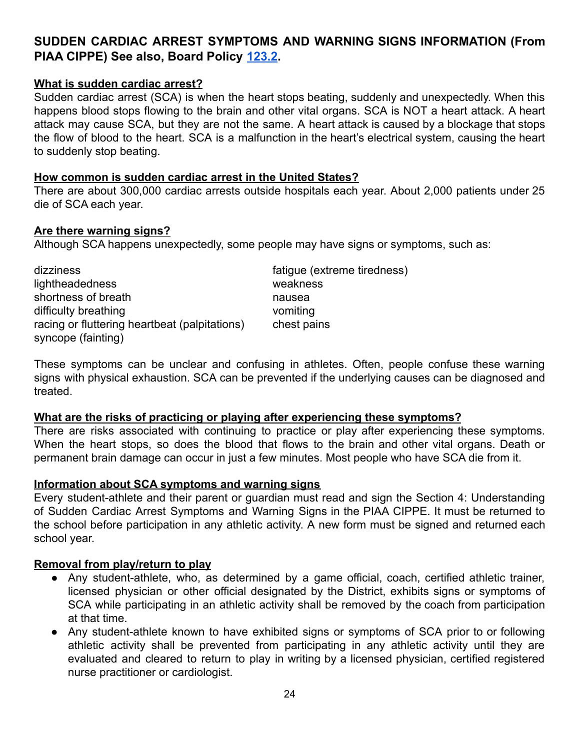## SUDDEN CARDIAC ARREST SYMPTOMS AND WARNING SIGNS INFORMATION (From PIAA CIPPE) See also, Board Policy [123.2](#).

### What is sudden cardiac arrest?

Sudden cardiac arrest (SCA) is when the heart stops beating, suddenly and unexpectedly. When this happens blood stops flowing to the brain and other vital organs. SCA is NOT a heart attack. A heart attack may cause SCA, but they are not the same. A heart attack is caused by a blockage that stops the flow of blood to the heart. SCA is a malfunction in the heart's electrical system, causing the heart to suddenly stop beating.

### How common is sudden cardiac arrest in the United States?

There are about 300,000 cardiac arrests outside hospitals each year. About 2,000 patients under 25 die of SCA each year.

### Are there warning signs?

Although SCA happens unexpectedly, some people may have signs or symptoms, such as:

- dizziness
- lightheadedness
- shortness of breath
- difficulty breathing
- racing or fluttering heartbeat (palpitations)
- syncope (fainting)
- fatigue (extreme tiredness)
- weakness
- nausea
- vomiting
- chest pains

These symptoms can be unclear and confusing in athletes. Often, people confuse these warning signs with physical exhaustion. SCA can be prevented if the underlying causes can be diagnosed and treated.

### What are the risks of practicing or playing after experiencing these symptoms?

There are risks associated with continuing to practice or play after experiencing these symptoms. When the heart stops, so does the blood that flows to the brain and other vital organs. Death or permanent brain damage can occur in just a few minutes. Most people who have SCA die from it.

### Information about SCA symptoms and warning signs

Every student-athlete and their parent or guardian must read and sign the Section 4: Understanding of Sudden Cardiac Arrest Symptoms and Warning Signs in the PIAA CIPPE. It must be returned to the school before participation in any athletic activity. A new form must be signed and returned each school year.

### Removal from play/return to play

- Any student-athlete, who, as determined by a game official, coach, certified athletic trainer, licensed physician or other official designated by the District, exhibits signs or symptoms of SCA while participating in an athletic activity shall be removed by the coach from participation at that time.
- Any student-athlete known to have exhibited signs or symptoms of SCA prior to or following athletic activity shall be prevented from participating in any athletic activity until they are evaluated and cleared to return to play in writing by a licensed physician, certified registered nurse practitioner or cardiologist.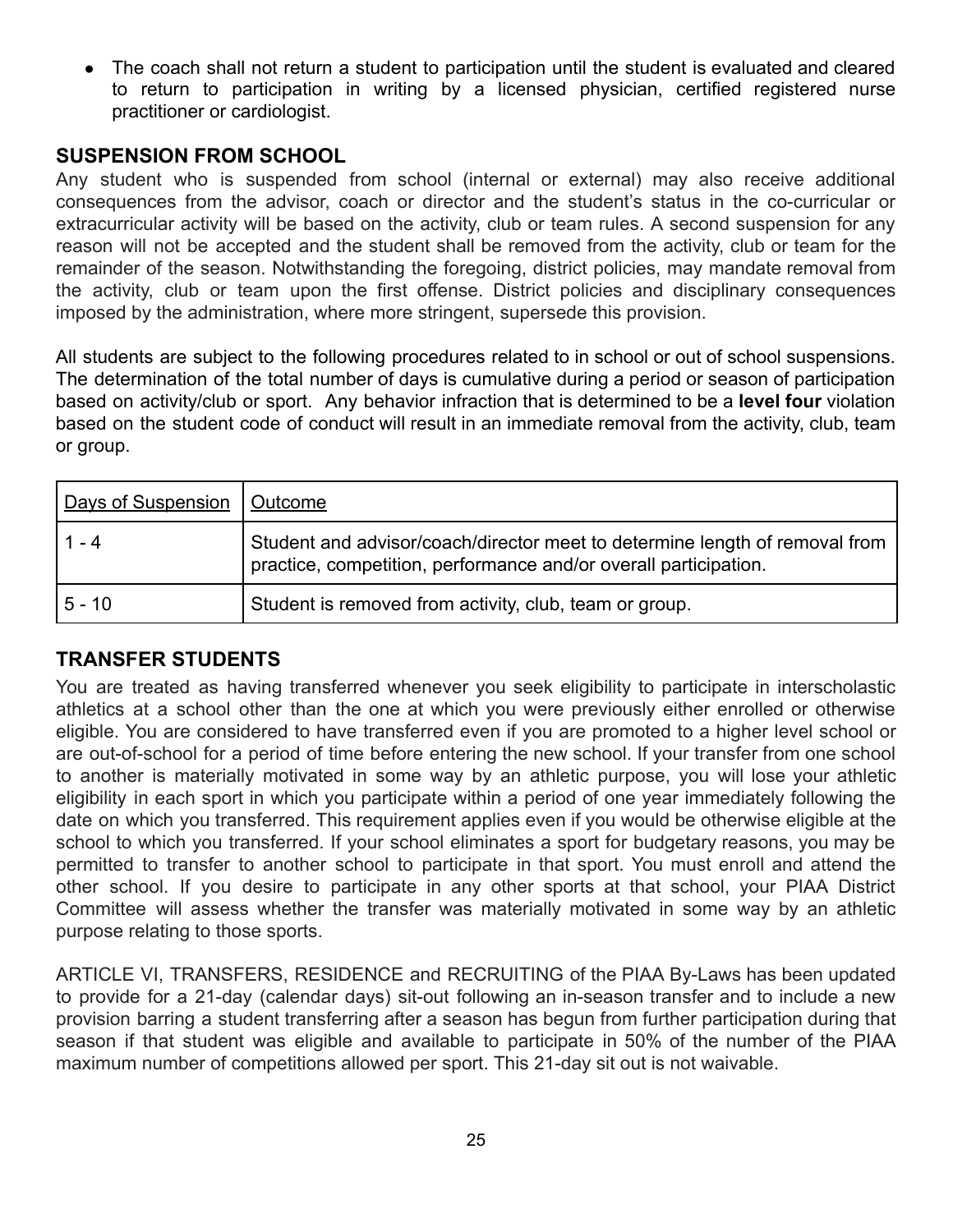- The coach shall not return a student to participation until the student is evaluated and cleared to return to participation in writing by a licensed physician, certified registered nurse practitioner or cardiologist.

## SUSPENSION FROM SCHOOL

Any student who is suspended from school (internal or external) may also receive additional consequences from the advisor, coach or director and the student's status in the co-curricular or extracurricular activity will be based on the activity, club or team rules. A second suspension for any reason will not be accepted and the student shall be removed from the activity, club or team for the remainder of the season. Notwithstanding the foregoing, district policies, may mandate removal from the activity, club or team upon the first offense. District policies and disciplinary consequences imposed by the administration, where more stringent, supersede this provision.

All students are subject to the following procedures related to in school or out of school suspensions. The determination of the total number of days is cumulative during a period or season of participation based on activity/club or sport. Any behavior infraction that is determined to be a **level four** violation based on the student code of conduct will result in an immediate removal from the activity, club, team or group.

| Days of Suspension | Outcome |
|---|---|
| 1 - 4 | Student and advisor/coach/director meet to determine length of removal from practice, competition, performance and/or overall participation. |
| 5 - 10 | Student is removed from activity, club, team or group. |

## TRANSFER STUDENTS

You are treated as having transferred whenever you seek eligibility to participate in interscholastic athletics at a school other than the one at which you were previously either enrolled or otherwise eligible. You are considered to have transferred even if you are promoted to a higher level school or are out-of-school for a period of time before entering the new school. If your transfer from one school to another is materially motivated in some way by an athletic purpose, you will lose your athletic eligibility in each sport in which you participate within a period of one year immediately following the date on which you transferred. This requirement applies even if you would be otherwise eligible at the school to which you transferred. If your school eliminates a sport for budgetary reasons, you may be permitted to transfer to another school to participate in that sport. You must enroll and attend the other school. If you desire to participate in any other sports at that school, your PIAA District Committee will assess whether the transfer was materially motivated in some way by an athletic purpose relating to those sports.

ARTICLE VI, TRANSFERS, RESIDENCE and RECRUITING of the PIAA By-Laws has been updated to provide for a 21-day (calendar days) sit-out following an in-season transfer and to include a new provision barring a student transferring after a season has begun from further participation during that season if that student was eligible and available to participate in 50% of the number of the PIAA maximum number of competitions allowed per sport. This 21-day sit out is not waivable.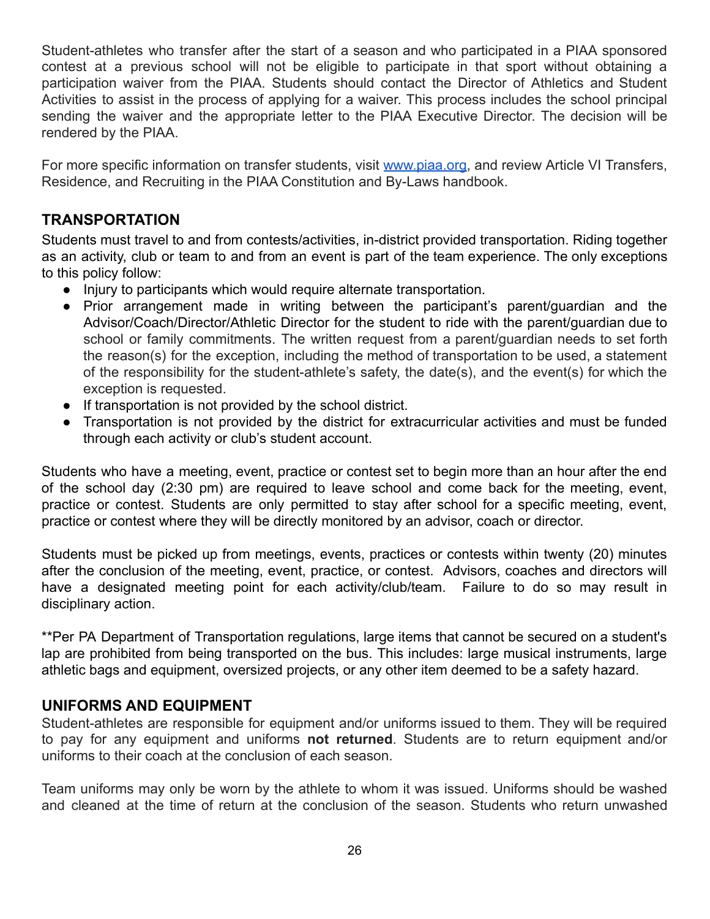Student-athletes who transfer after the start of a season and who participated in a PIAA sponsored contest at a previous school will not be eligible to participate in that sport without obtaining a participation waiver from the PIAA. Students should contact the Director of Athletics and Student Activities to assist in the process of applying for a waiver. This process includes the school principal sending the waiver and the appropriate letter to the PIAA Executive Director. The decision will be rendered by the PIAA.

For more specific information on transfer students, visit [www.piaa.org](http://www.piaa.org), and review Article VI Transfers, Residence, and Recruiting in the PIAA Constitution and By-Laws handbook.

## TRANSPORTATION

Students must travel to and from contests/activities, in-district provided transportation. Riding together as an activity, club or team to and from an event is part of the team experience. The only exceptions to this policy follow:

- Injury to participants which would require alternate transportation.
- Prior arrangement made in writing between the participant's parent/guardian and the Advisor/Coach/Director/Athletic Director for the student to ride with the parent/guardian due to school or family commitments. The written request from a parent/guardian needs to set forth the reason(s) for the exception, including the method of transportation to be used, a statement of the responsibility for the student-athlete's safety, the date(s), and the event(s) for which the exception is requested.
- If transportation is not provided by the school district.
- Transportation is not provided by the district for extracurricular activities and must be funded through each activity or club's student account.

Students who have a meeting, event, practice or contest set to begin more than an hour after the end of the school day (2:30 pm) are required to leave school and come back for the meeting, event, practice or contest. Students are only permitted to stay after school for a specific meeting, event, practice or contest where they will be directly monitored by an advisor, coach or director.

Students must be picked up from meetings, events, practices or contests within twenty (20) minutes after the conclusion of the meeting, event, practice, or contest. Advisors, coaches and directors will have a designated meeting point for each activity/club/team. Failure to do so may result in disciplinary action.

**Per PA Department of Transportation regulations, large items that cannot be secured on a student's lap are prohibited from being transported on the bus. This includes: large musical instruments, large athletic bags and equipment, oversized projects, or any other item deemed to be a safety hazard.

## UNIFORMS AND EQUIPMENT

Student-athletes are responsible for equipment and/or uniforms issued to them. They will be required to pay for any equipment and uniforms **not returned**. Students are to return equipment and/or uniforms to their coach at the conclusion of each season.

Team uniforms may only be worn by the athlete to whom it was issued. Uniforms should be washed and cleaned at the time of return at the conclusion of the season. Students who return unwashed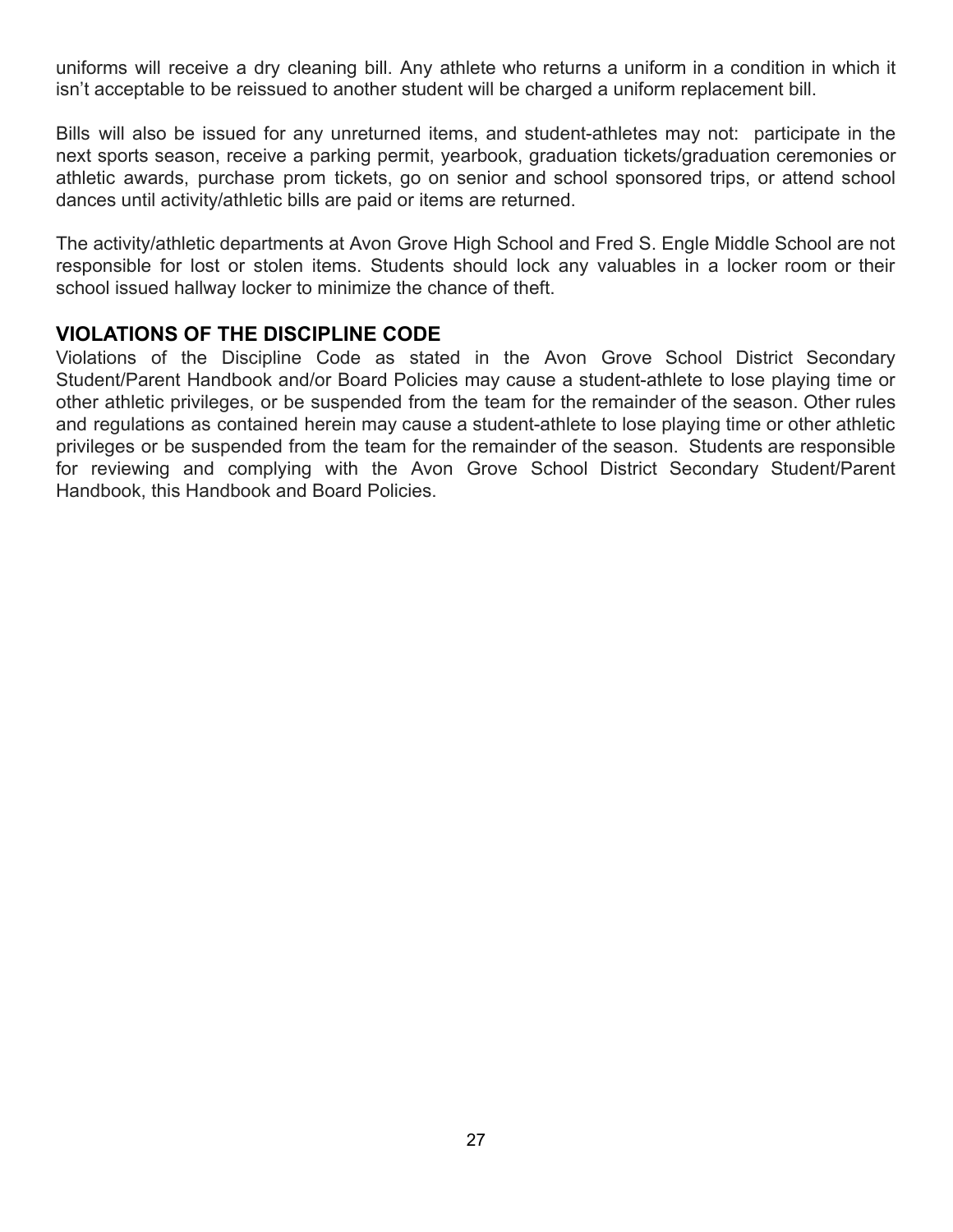uniforms will receive a dry cleaning bill. Any athlete who returns a uniform in a condition in which it isn't acceptable to be reissued to another student will be charged a uniform replacement bill.

Bills will also be issued for any unreturned items, and student-athletes may not: participate in the next sports season, receive a parking permit, yearbook, graduation tickets/graduation ceremonies or athletic awards, purchase prom tickets, go on senior and school sponsored trips, or attend school dances until activity/athletic bills are paid or items are returned.

The activity/athletic departments at Avon Grove High School and Fred S. Engle Middle School are not responsible for lost or stolen items. Students should lock any valuables in a locker room or their school issued hallway locker to minimize the chance of theft.

## VIOLATIONS OF THE DISCIPLINE CODE

Violations of the Discipline Code as stated in the Avon Grove School District Secondary Student/Parent Handbook and/or Board Policies may cause a student-athlete to lose playing time or other athletic privileges, or be suspended from the team for the remainder of the season. Other rules and regulations as contained herein may cause a student-athlete to lose playing time or other athletic privileges or be suspended from the team for the remainder of the season. Students are responsible for reviewing and complying with the Avon Grove School District Secondary Student/Parent Handbook, this Handbook and Board Policies.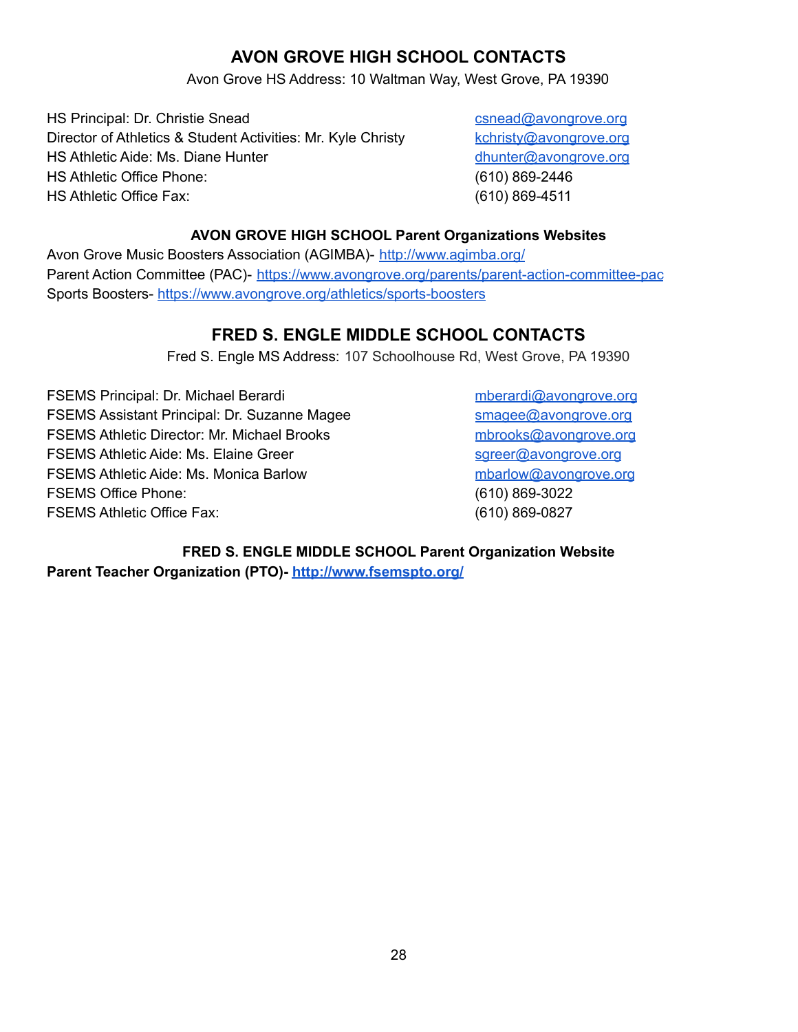## AVON GROVE HIGH SCHOOL CONTACTS

Avon Grove HS Address: 10 Waltman Way, West Grove, PA 19390

| | |
|---|---|
| HS Principal: Dr. Christie Snead | csnead@avongrove.org |
| Director of Athletics & Student Activities: Mr. Kyle Christy | kchristy@avongrove.org |
| HS Athletic Aide: Ms. Diane Hunter | dhunter@avongrove.org |
| HS Athletic Office Phone: | (610) 869-2446 |
| HS Athletic Office Fax: | (610) 869-4511 |

### AVON GROVE HIGH SCHOOL Parent Organizations Websites

Avon Grove Music Boosters Association (AGIMBA)- http://www.agimba.org/

Parent Action Committee (PAC)- https://www.avongrove.org/parents/parent-action-committee-pac

Sports Boosters- https://www.avongrove.org/athletics/sports-boosters

## FRED S. ENGLE MIDDLE SCHOOL CONTACTS

Fred S. Engle MS Address: 107 Schoolhouse Rd, West Grove, PA 19390

| | |
|---|---|
| FSEMS Principal: Dr. Michael Berardi | mberardi@avongrove.org |
| FSEMS Assistant Principal: Dr. Suzanne Magee | smagee@avongrove.org |
| FSEMS Athletic Director: Mr. Michael Brooks | mbrooks@avongrove.org |
| FSEMS Athletic Aide: Ms. Elaine Greer | sgreer@avongrove.org |
| FSEMS Athletic Aide: Ms. Monica Barlow | mbarlow@avongrove.org |
| FSEMS Office Phone: | (610) 869-3022 |
| FSEMS Athletic Office Fax: | (610) 869-0827 |

### FRED S. ENGLE MIDDLE SCHOOL Parent Organization Website

**Parent Teacher Organization (PTO)- http://www.fsemspto.org/**